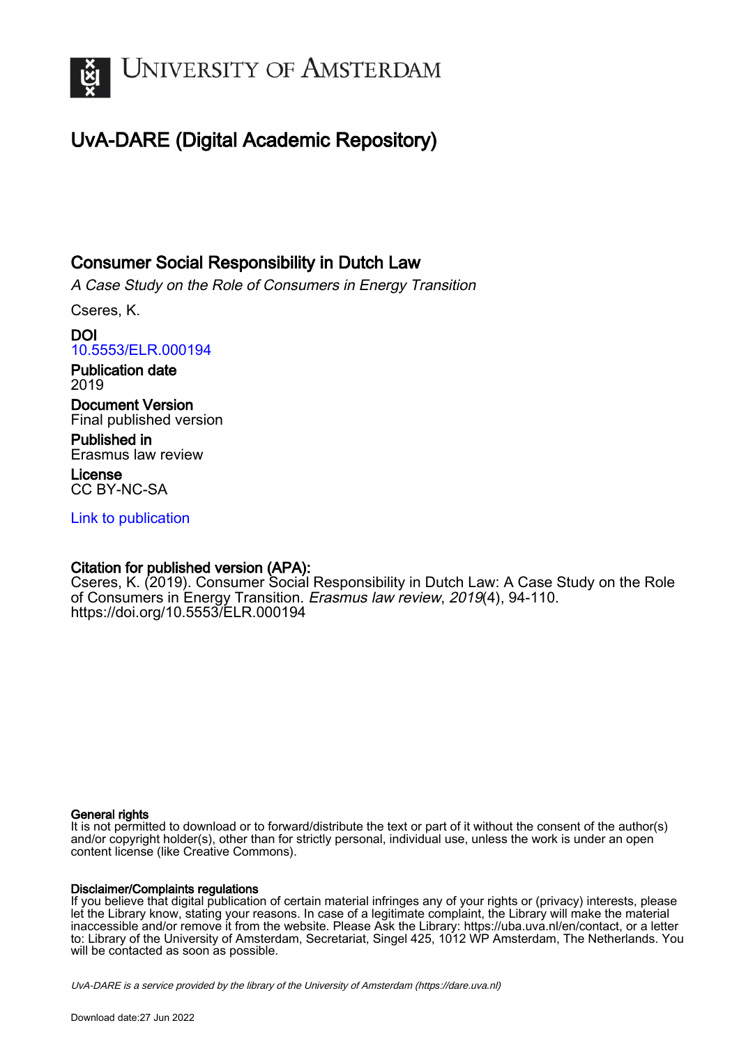# UNIVERSITY OF AMSTERDAM

## UvA-DARE (Digital Academic Repository)

### Consumer Social Responsibility in Dutch Law

*A Case Study on the Role of Consumers in Energy Transition*

Cseres, K.

**DOI**
10.5553/ELR.000194

**Publication date**
2019

**Document Version**
Final published version

**Published in**
Erasmus law review

**License**
CC BY-NC-SA

Link to publication

**Citation for published version (APA):**
Cseres, K. (2019). Consumer Social Responsibility in Dutch Law: A Case Study on the Role of Consumers in Energy Transition. *Erasmus law review*, *2019*(4), 94-110. https://doi.org/10.5553/ELR.000194

**General rights**
It is not permitted to download or to forward/distribute the text or part of it without the consent of the author(s) and/or copyright holder(s), other than for strictly personal, individual use, unless the work is under an open content license (like Creative Commons).

**Disclaimer/Complaints regulations**
If you believe that digital publication of certain material infringes any of your rights or (privacy) interests, please let the Library know, stating your reasons. In case of a legitimate complaint, the Library will make the material inaccessible and/or remove it from the website. Please Ask the Library: https://uba.uva.nl/en/contact, or a letter to: Library of the University of Amsterdam, Secretariat, Singel 425, 1012 WP Amsterdam, The Netherlands. You will be contacted as soon as possible.

*UvA-DARE is a service provided by the library of the University of Amsterdam (https://dare.uva.nl)*

Download date:27 Jun 2022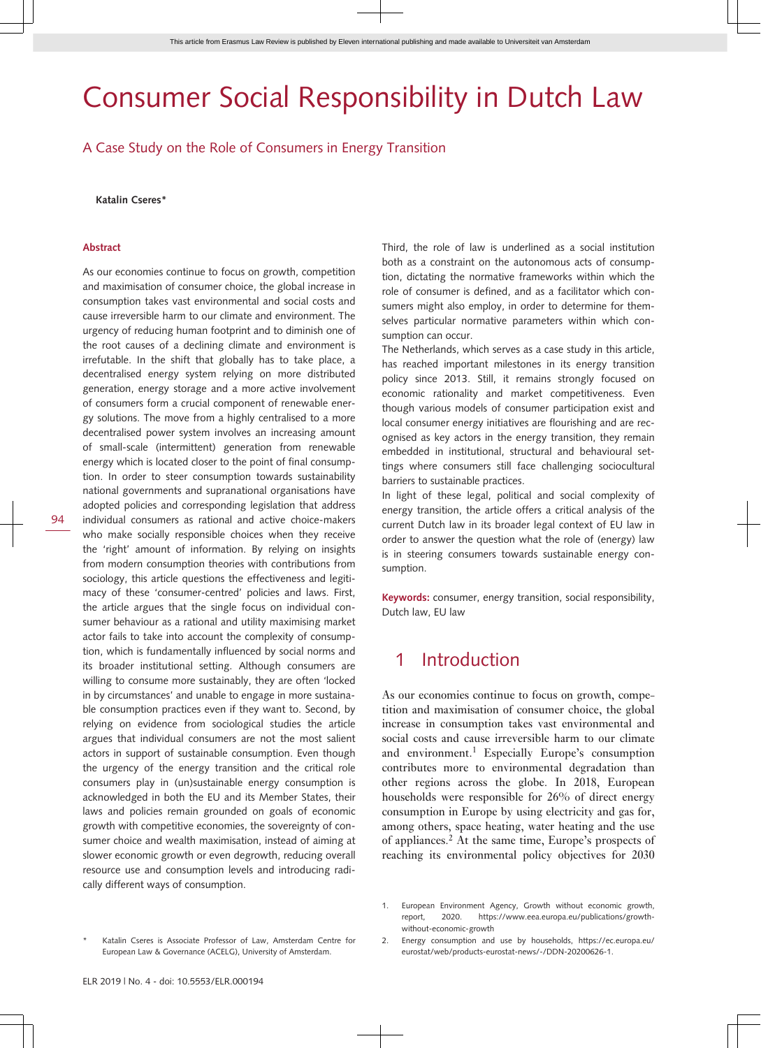# Consumer Social Responsibility in Dutch Law

## A Case Study on the Role of Consumers in Energy Transition

**Katalin Cseres***

#### Abstract

As our economies continue to focus on growth, competition and maximisation of consumer choice, the global increase in consumption takes vast environmental and social costs and cause irreversible harm to our climate and environment. The urgency of reducing human footprint and to diminish one of the root causes of a declining climate and environment is irrefutable. In the shift that globally has to take place, a decentralised energy system relying on more distributed generation, energy storage and a more active involvement of consumers form a crucial component of renewable energy solutions. The move from a highly centralised to a more decentralised power system involves an increasing amount of small-scale (intermittent) generation from renewable energy which is located closer to the point of final consumption. In order to steer consumption towards sustainability national governments and supranational organisations have adopted policies and corresponding legislation that address individual consumers as rational and active choice-makers who make socially responsible choices when they receive the 'right' amount of information. By relying on insights from modern consumption theories with contributions from sociology, this article questions the effectiveness and legitimacy of these 'consumer-centred' policies and laws. First, the article argues that the single focus on individual consumer behaviour as a rational and utility maximising market actor fails to take into account the complexity of consumption, which is fundamentally influenced by social norms and its broader institutional setting. Although consumers are willing to consume more sustainably, they are often 'locked in by circumstances' and unable to engage in more sustainable consumption practices even if they want to. Second, by relying on evidence from sociological studies the article argues that individual consumers are not the most salient actors in support of sustainable consumption. Even though the urgency of the energy transition and the critical role consumers play in (un)sustainable energy consumption is acknowledged in both the EU and its Member States, their laws and policies remain grounded on goals of economic growth with competitive economies, the sovereignty of consumer choice and wealth maximisation, instead of aiming at slower economic growth or even degrowth, reducing overall resource use and consumption levels and introducing radically different ways of consumption.

Third, the role of law is underlined as a social institution both as a constraint on the autonomous acts of consumption, dictating the normative frameworks within which the role of consumer is defined, and as a facilitator which consumers might also employ, in order to determine for themselves particular normative parameters within which consumption can occur.

The Netherlands, which serves as a case study in this article, has reached important milestones in its energy transition policy since 2013. Still, it remains strongly focused on economic rationality and market competitiveness. Even though various models of consumer participation exist and local consumer energy initiatives are flourishing and are recognised as key actors in the energy transition, they remain embedded in institutional, structural and behavioural settings where consumers still face challenging sociocultural barriers to sustainable practices.

In light of these legal, political and social complexity of energy transition, the article offers a critical analysis of the current Dutch law in its broader legal context of EU law in order to answer the question what the role of (energy) law is in steering consumers towards sustainable energy consumption.

**Keywords:** consumer, energy transition, social responsibility, Dutch law, EU law

## 1 Introduction

As our economies continue to focus on growth, competition and maximisation of consumer choice, the global increase in consumption takes vast environmental and social costs and cause irreversible harm to our climate and environment.[1] Especially Europe's consumption contributes more to environmental degradation than other regions across the globe. In 2018, European households were responsible for 26% of direct energy consumption in Europe by using electricity and gas for, among others, space heating, water heating and the use of appliances.[2] At the same time, Europe's prospects of reaching its environmental policy objectives for 2030

\* Katalin Cseres is Associate Professor of Law, Amsterdam Centre for European Law & Governance (ACELG), University of Amsterdam.

1. European Environment Agency, Growth without economic growth, report, 2020. https://www.eea.europa.eu/publications/growth-without-economic-growth
2. Energy consumption and use by households, https://ec.europa.eu/eurostat/web/products-eurostat-news/-/DDN-20200626-1.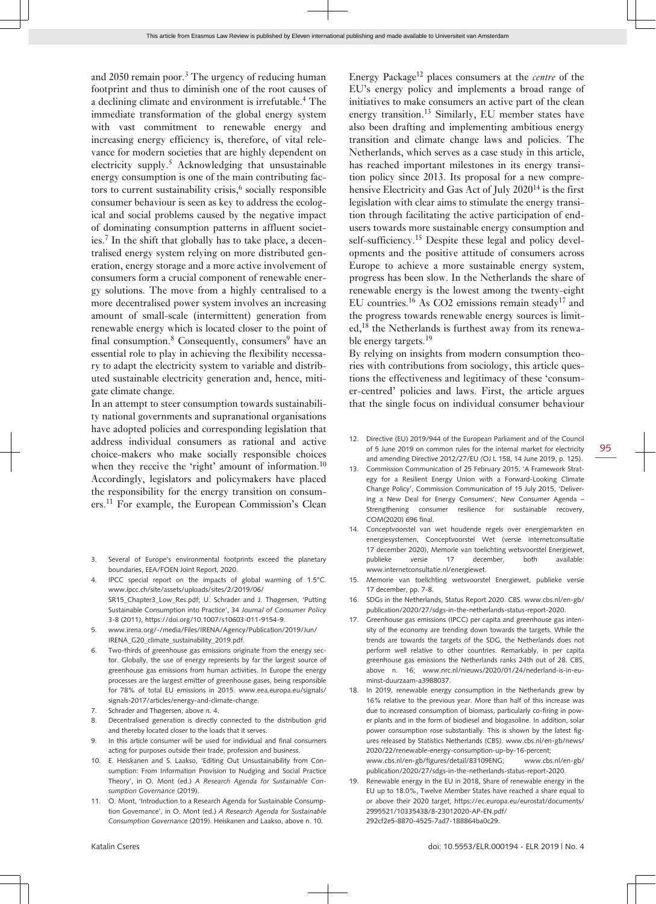and 2050 remain poor.[3] The urgency of reducing human footprint and thus to diminish one of the root causes of a declining climate and environment is irrefutable.[4] The immediate transformation of the global energy system with vast commitment to renewable energy and increasing energy efficiency is, therefore, of vital relevance for modern societies that are highly dependent on electricity supply.[5] Acknowledging that unsustainable energy consumption is one of the main contributing factors to current sustainability crisis,[6] socially responsible consumer behaviour is seen as key to address the ecological and social problems caused by the negative impact of dominating consumption patterns in affluent societies.[7] In the shift that globally has to take place, a decentralised energy system relying on more distributed generation, energy storage and a more active involvement of consumers form a crucial component of renewable energy solutions. The move from a highly centralised to a more decentralised power system involves an increasing amount of small-scale (intermittent) generation from renewable energy which is located closer to the point of final consumption.[8] Consequently, consumers[9] have an essential role to play in achieving the flexibility necessary to adapt the electricity system to variable and distributed sustainable electricity generation and, hence, mitigate climate change.

In an attempt to steer consumption towards sustainability national governments and supranational organisations have adopted policies and corresponding legislation that address individual consumers as rational and active choice-makers who make socially responsible choices when they receive the 'right' amount of information.[10] Accordingly, legislators and policymakers have placed the responsibility for the energy transition on consumers.[11] For example, the European Commission's Clean Energy Package[12] places consumers at the *centre* of the EU's energy policy and implements a broad range of initiatives to make consumers an active part of the clean energy transition.[13] Similarly, EU member states have also been drafting and implementing ambitious energy transition and climate change laws and policies. The Netherlands, which serves as a case study in this article, has reached important milestones in its energy transition policy since 2013. Its proposal for a new comprehensive Electricity and Gas Act of July 2020[14] is the first legislation with clear aims to stimulate the energy transition through facilitating the active participation of end-users towards more sustainable energy consumption and self-sufficiency.[15] Despite these legal and policy developments and the positive attitude of consumers across Europe to achieve a more sustainable energy system, progress has been slow. In the Netherlands the share of renewable energy is the lowest among the twenty-eight EU countries.[16] As CO2 emissions remain steady[17] and the progress towards renewable energy sources is limited,[18] the Netherlands is furthest away from its renewable energy targets.[19]

By relying on insights from modern consumption theories with contributions from sociology, this article questions the effectiveness and legitimacy of these 'consumer-centred' policies and laws. First, the article argues that the single focus on individual consumer behaviour

3. Several of Europe's environmental footprints exceed the planetary boundaries, EEA/FOEN Joint Report, 2020.
4. IPCC special report on the impacts of global warming of 1.5°C. www.ipcc.ch/site/assets/uploads/sites/2/2019/06/SR15_Chapter3_Low_Res.pdf; U. Schrader and J. Thøgersen, 'Putting Sustainable Consumption into Practice', 34 *Journal of Consumer Policy* 3-8 (2011), https://doi.org/10.1007/s10603-011-9154-9.
5. www.irena.org/-/media/Files/IRENA/Agency/Publication/2019/Jun/IRENA_G20_climate_sustainability_2019.pdf.
6. Two-thirds of greenhouse gas emissions originate from the energy sector. Globally, the use of energy represents by far the largest source of greenhouse gas emissions from human activities. In Europe the energy processes are the largest emitter of greenhouse gases, being responsible for 78% of total EU emissions in 2015. www.eea.europa.eu/signals/signals-2017/articles/energy-and-climate-change.
7. Schrader and Thøgersen, above n. 4.
8. Decentralised generation is directly connected to the distribution grid and thereby located closer to the loads that it serves.
9. In this article consumer will be used for individual and final consumers acting for purposes outside their trade, profession and business.
10. E. Heiskanen and S. Laakso, 'Editing Out Unsustainability from Consumption: From Information Provision to Nudging and Social Practice Theory', in O. Mont (ed.) *A Research Agenda for Sustainable Consumption Governance* (2019).
11. O. Mont, 'Introduction to a Research Agenda for Sustainable Consumption Governance', in O. Mont (ed.) *A Research Agenda for Sustainable Consumption Governance* (2019). Heiskanen and Laakso, above n. 10.
12. Directive (EU) 2019/944 of the European Parliament and of the Council of 5 June 2019 on common rules for the internal market for electricity and amending Directive 2012/27/EU (OJ L 158, 14 June 2019, p. 125).
13. Commission Communication of 25 February 2015, 'A Framework Strategy for a Resilient Energy Union with a Forward-Looking Climate Change Policy', Commission Communication of 15 July 2015, 'Delivering a New Deal for Energy Consumers'; New Consumer Agenda – Strengthening consumer resilience for sustainable recovery, COM(2020) 696 final.
14. Conceptvoorstel van wet houdende regels over energiemarkten en energiesystemen, Conceptvoorstel Wet (versie internetconsultatie 17 december 2020), Memorie van toelichting wetsvoorstel Energiewet, publieke versie 17 december, both available: www.internetconsultatie.nl/energiewet.
15. Memorie van toelichting wetsvoorstel Energiewet, publieke versie 17 december, pp. 7-8.
16. SDGs in the Netherlands, Status Report 2020. CBS. www.cbs.nl/en-gb/publication/2020/27/sdgs-in-the-netherlands-status-report-2020.
17. Greenhouse gas emissions (IPCC) per capita and greenhouse gas intensity of the economy are trending down towards the targets. While the trends are towards the targets of the SDG, the Netherlands does not perform well relative to other countries. Remarkably, in per capita greenhouse gas emissions the Netherlands ranks 24th out of 28. CBS, above n. 16; www.nrc.nl/nieuws/2020/01/24/nederland-is-in-eu-minst-duurzaam-a3988037.
18. In 2019, renewable energy consumption in the Netherlands grew by 16% relative to the previous year. More than half of this increase was due to increased consumption of biomass, particularly co-firing in power plants and in the form of biodiesel and biogasoline. In addition, solar power consumption rose substantially. This is shown by the latest figures released by Statistics Netherlands (CBS). www.cbs.nl/en-gb/news/2020/22/renewable-energy-consumption-up-by-16-percent; www.cbs.nl/en-gb/figures/detail/83109ENG; www.cbs.nl/en-gb/publication/2020/27/sdgs-in-the-netherlands-status-report-2020.
19. Renewable energy in the EU in 2018, Share of renewable energy in the EU up to 18.0%, Twelve Member States have reached a share equal to or above their 2020 target, https://ec.europa.eu/eurostat/documents/2995521/10335438/8-23012020-AP-EN.pdf/292cf2e5-8870-4525-7ad7-188864ba0c29.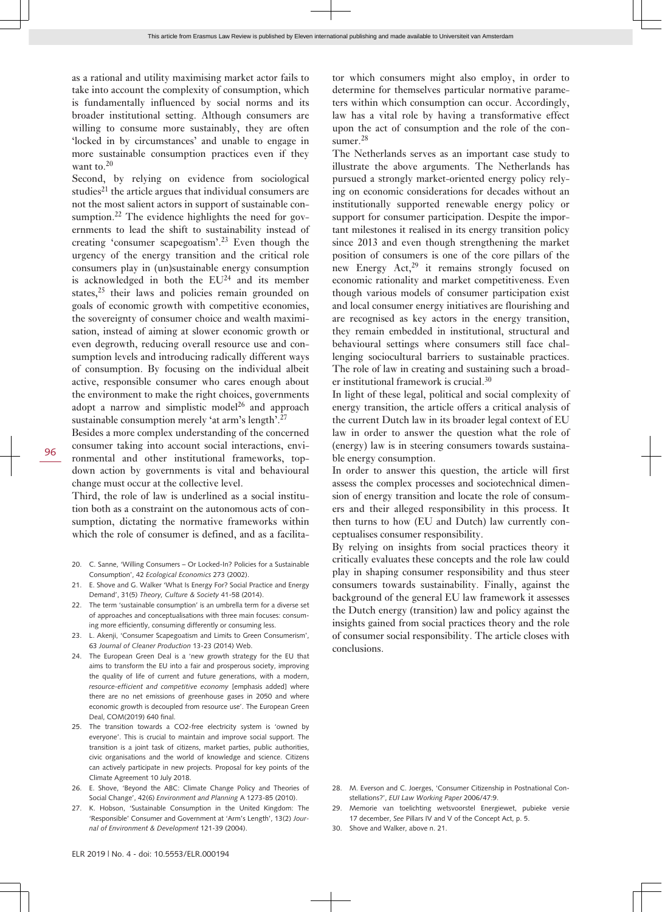as a rational and utility maximising market actor fails to take into account the complexity of consumption, which is fundamentally influenced by social norms and its broader institutional setting. Although consumers are willing to consume more sustainably, they are often 'locked in by circumstances' and unable to engage in more sustainable consumption practices even if they want to.[20]

Second, by relying on evidence from sociological studies[21] the article argues that individual consumers are not the most salient actors in support of sustainable consumption.[22] The evidence highlights the need for governments to lead the shift to sustainability instead of creating 'consumer scapegoatism'.[23] Even though the urgency of the energy transition and the critical role consumers play in (un)sustainable energy consumption is acknowledged in both the EU[24] and its member states,[25] their laws and policies remain grounded on goals of economic growth with competitive economies, the sovereignty of consumer choice and wealth maximisation, instead of aiming at slower economic growth or even degrowth, reducing overall resource use and consumption levels and introducing radically different ways of consumption. By focusing on the individual albeit active, responsible consumer who cares enough about the environment to make the right choices, governments adopt a narrow and simplistic model[26] and approach sustainable consumption merely 'at arm's length'.[27]

Besides a more complex understanding of the concerned consumer taking into account social interactions, environmental and other institutional frameworks, top-down action by governments is vital and behavioural change must occur at the collective level.

Third, the role of law is underlined as a social institution both as a constraint on the autonomous acts of consumption, dictating the normative frameworks within which the role of consumer is defined, and as a facilitator which consumers might also employ, in order to determine for themselves particular normative parameters within which consumption can occur. Accordingly, law has a vital role by having a transformative effect upon the act of consumption and the role of the consumer.[28]

The Netherlands serves as an important case study to illustrate the above arguments. The Netherlands has pursued a strongly market-oriented energy policy relying on economic considerations for decades without an institutionally supported renewable energy policy or support for consumer participation. Despite the important milestones it realised in its energy transition policy since 2013 and even though strengthening the market position of consumers is one of the core pillars of the new Energy Act,[29] it remains strongly focused on economic rationality and market competitiveness. Even though various models of consumer participation exist and local consumer energy initiatives are flourishing and are recognised as key actors in the energy transition, they remain embedded in institutional, structural and behavioural settings where consumers still face challenging sociocultural barriers to sustainable practices. The role of law in creating and sustaining such a broader institutional framework is crucial.[30]

In light of these legal, political and social complexity of energy transition, the article offers a critical analysis of the current Dutch law in its broader legal context of EU law in order to answer the question what the role of (energy) law is in steering consumers towards sustainable energy consumption.

In order to answer this question, the article will first assess the complex processes and sociotechnical dimension of energy transition and locate the role of consumers and their alleged responsibility in this process. It then turns to how (EU and Dutch) law currently conceptualises consumer responsibility.

By relying on insights from social practices theory it critically evaluates these concepts and the role law could play in shaping consumer responsibility and thus steer consumers towards sustainability. Finally, against the background of the general EU law framework it assesses the Dutch energy (transition) law and policy against the insights gained from social practices theory and the role of consumer social responsibility. The article closes with conclusions.

20. C. Sanne, 'Willing Consumers – Or Locked-In? Policies for a Sustainable Consumption', 42 *Ecological Economics* 273 (2002).
21. E. Shove and G. Walker 'What Is Energy For? Social Practice and Energy Demand', 31(5) *Theory, Culture & Society* 41-58 (2014).
22. The term 'sustainable consumption' is an umbrella term for a diverse set of approaches and conceptualisations with three main focuses: consuming more efficiently, consuming differently or consuming less.
23. L. Akenji, 'Consumer Scapegoatism and Limits to Green Consumerism', 63 *Journal of Cleaner Production* 13-23 (2014) Web.
24. The European Green Deal is a 'new growth strategy for the EU that aims to transform the EU into a fair and prosperous society, improving the quality of life of current and future generations, with a modern, *resource-efficient and competitive economy* [emphasis added] where there are no net emissions of greenhouse gases in 2050 and where economic growth is decoupled from resource use'. The European Green Deal, COM(2019) 640 final.
25. The transition towards a CO2-free electricity system is 'owned by everyone'. This is crucial to maintain and improve social support. The transition is a joint task of citizens, market parties, public authorities, civic organisations and the world of knowledge and science. Citizens can actively participate in new projects. Proposal for key points of the Climate Agreement 10 July 2018.
26. E. Shove, 'Beyond the ABC: Climate Change Policy and Theories of Social Change', 42(6) *Environment and Planning* A 1273-85 (2010).
27. K. Hobson, 'Sustainable Consumption in the United Kingdom: The 'Responsible' Consumer and Government at 'Arm's Length', 13(2) *Journal of Environment & Development* 121-39 (2004).
28. M. Everson and C. Joerges, 'Consumer Citizenship in Postnational Constellations?', *EUI Law Working Paper* 2006/47:9.
29. Memorie van toelichting wetsvoorstel Energiewet, pubieke versie 17 december, *See* Pillars IV and V of the Concept Act, p. 5.
30. Shove and Walker, above n. 21.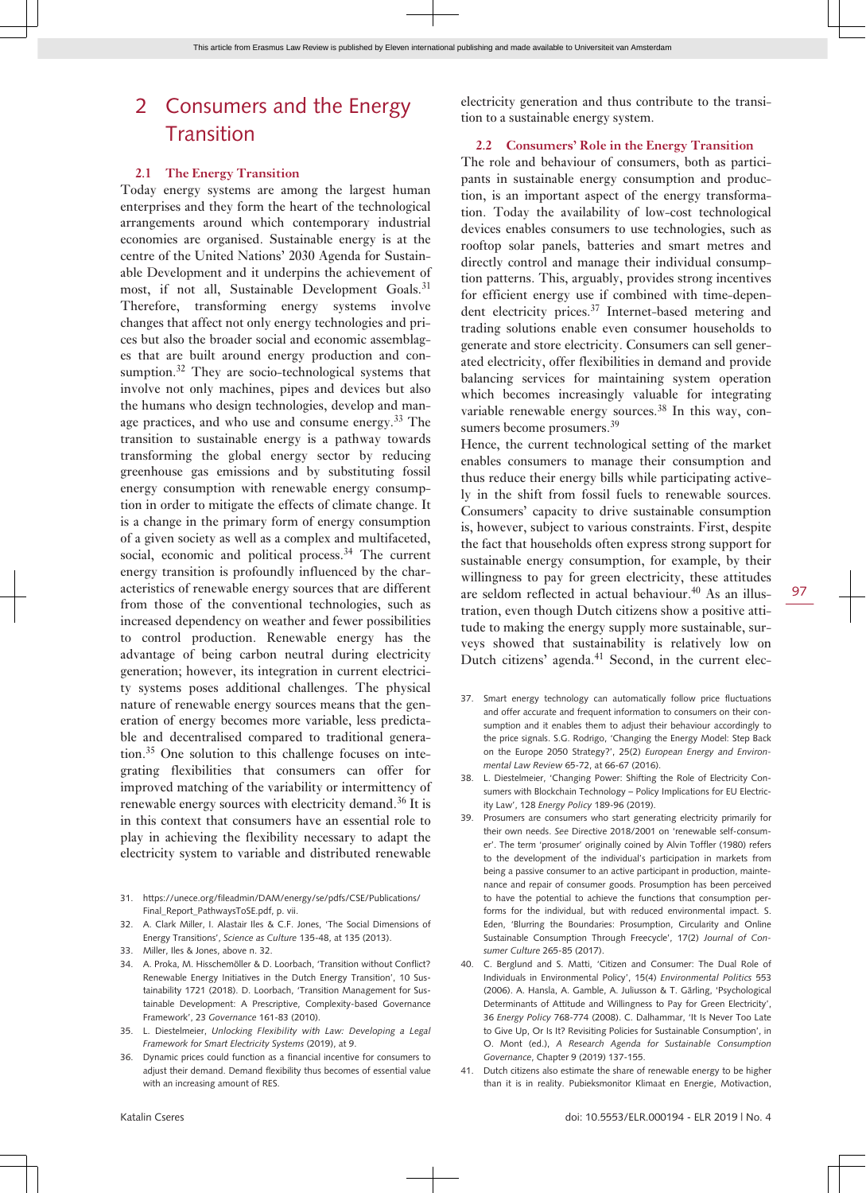# 2 Consumers and the Energy Transition

## 2.1 The Energy Transition

Today energy systems are among the largest human enterprises and they form the heart of the technological arrangements around which contemporary industrial economies are organised. Sustainable energy is at the centre of the United Nations' 2030 Agenda for Sustainable Development and it underpins the achievement of most, if not all, Sustainable Development Goals.[31] Therefore, transforming energy systems involve changes that affect not only energy technologies and prices but also the broader social and economic assemblages that are built around energy production and consumption.[32] They are socio-technological systems that involve not only machines, pipes and devices but also the humans who design technologies, develop and manage practices, and who use and consume energy.[33] The transition to sustainable energy is a pathway towards transforming the global energy sector by reducing greenhouse gas emissions and by substituting fossil energy consumption with renewable energy consumption in order to mitigate the effects of climate change. It is a change in the primary form of energy consumption of a given society as well as a complex and multifaceted, social, economic and political process.[34] The current energy transition is profoundly influenced by the characteristics of renewable energy sources that are different from those of the conventional technologies, such as increased dependency on weather and fewer possibilities to control production. Renewable energy has the advantage of being carbon neutral during electricity generation; however, its integration in current electricity systems poses additional challenges. The physical nature of renewable energy sources means that the generation of energy becomes more variable, less predictable and decentralised compared to traditional generation.[35] One solution to this challenge focuses on integrating flexibilities that consumers can offer for improved matching of the variability or intermittency of renewable energy sources with electricity demand.[36] It is in this context that consumers have an essential role to play in achieving the flexibility necessary to adapt the electricity system to variable and distributed renewable electricity generation and thus contribute to the transition to a sustainable energy system.

## 2.2 Consumers' Role in the Energy Transition

The role and behaviour of consumers, both as participants in sustainable energy consumption and production, is an important aspect of the energy transformation. Today the availability of low-cost technological devices enables consumers to use technologies, such as rooftop solar panels, batteries and smart metres and directly control and manage their individual consumption patterns. This, arguably, provides strong incentives for efficient energy use if combined with time-dependent electricity prices.[37] Internet-based metering and trading solutions enable even consumer households to generate and store electricity. Consumers can sell generated electricity, offer flexibilities in demand and provide balancing services for maintaining system operation which becomes increasingly valuable for integrating variable renewable energy sources.[38] In this way, consumers become prosumers.[39]

Hence, the current technological setting of the market enables consumers to manage their consumption and thus reduce their energy bills while participating actively in the shift from fossil fuels to renewable sources. Consumers' capacity to drive sustainable consumption is, however, subject to various constraints. First, despite the fact that households often express strong support for sustainable energy consumption, for example, by their willingness to pay for green electricity, these attitudes are seldom reflected in actual behaviour.[40] As an illustration, even though Dutch citizens show a positive attitude to making the energy supply more sustainable, surveys showed that sustainability is relatively low on Dutch citizens' agenda.[41] Second, in the current elec-

---

31. https://unece.org/fileadmin/DAM/energy/se/pdfs/CSE/Publications/Final_Report_PathwaysToSE.pdf, p. vii.
32. A. Clark Miller, I. Alastair Iles & C.F. Jones, 'The Social Dimensions of Energy Transitions', *Science as Culture* 135-48, at 135 (2013).
33. Miller, Iles & Jones, above n. 32.
34. A. Proka, M. Hisschemöller & D. Loorbach, 'Transition without Conflict? Renewable Energy Initiatives in the Dutch Energy Transition', 10 Sustainability 1721 (2018). D. Loorbach, 'Transition Management for Sustainable Development: A Prescriptive, Complexity-based Governance Framework', 23 *Governance* 161-83 (2010).
35. L. Diestelmeier, *Unlocking Flexibility with Law: Developing a Legal Framework for Smart Electricity Systems* (2019), at 9.
36. Dynamic prices could function as a financial incentive for consumers to adjust their demand. Demand flexibility thus becomes of essential value with an increasing amount of RES.
37. Smart energy technology can automatically follow price fluctuations and offer accurate and frequent information to consumers on their consumption and it enables them to adjust their behaviour accordingly to the price signals. S.G. Rodrigo, 'Changing the Energy Model: Step Back on the Europe 2050 Strategy?', 25(2) *European Energy and Environmental Law Review* 65-72, at 66-67 (2016).
38. L. Diestelmeier, 'Changing Power: Shifting the Role of Electricity Consumers with Blockchain Technology – Policy Implications for EU Electricity Law', 128 *Energy Policy* 189-96 (2019).
39. Prosumers are consumers who start generating electricity primarily for their own needs. *See* Directive 2018/2001 on 'renewable self-consumer'. The term 'prosumer' originally coined by Alvin Toffler (1980) refers to the development of the individual's participation in markets from being a passive consumer to an active participant in production, maintenance and repair of consumer goods. Prosumption has been perceived to have the potential to achieve the functions that consumption performs for the individual, but with reduced environmental impact. S. Eden, 'Blurring the Boundaries: Prosumption, Circularity and Online Sustainable Consumption Through Freecycle', 17(2) *Journal of Consumer Culture* 265-85 (2017).
40. C. Berglund and S. Matti, 'Citizen and Consumer: The Dual Role of Individuals in Environmental Policy', 15(4) *Environmental Politics* 553 (2006). A. Hansla, A. Gamble, A. Juliusson & T. Gärling, 'Psychological Determinants of Attitude and Willingness to Pay for Green Electricity', 36 *Energy Policy* 768-774 (2008). C. Dalhammar, 'It Is Never Too Late to Give Up, Or Is It? Revisiting Policies for Sustainable Consumption', in O. Mont (ed.), *A Research Agenda for Sustainable Consumption Governance*, Chapter 9 (2019) 137-155.
41. Dutch citizens also estimate the share of renewable energy to be higher than it is in reality. Pubieksmonitor Klimaat en Energie, Motivaction,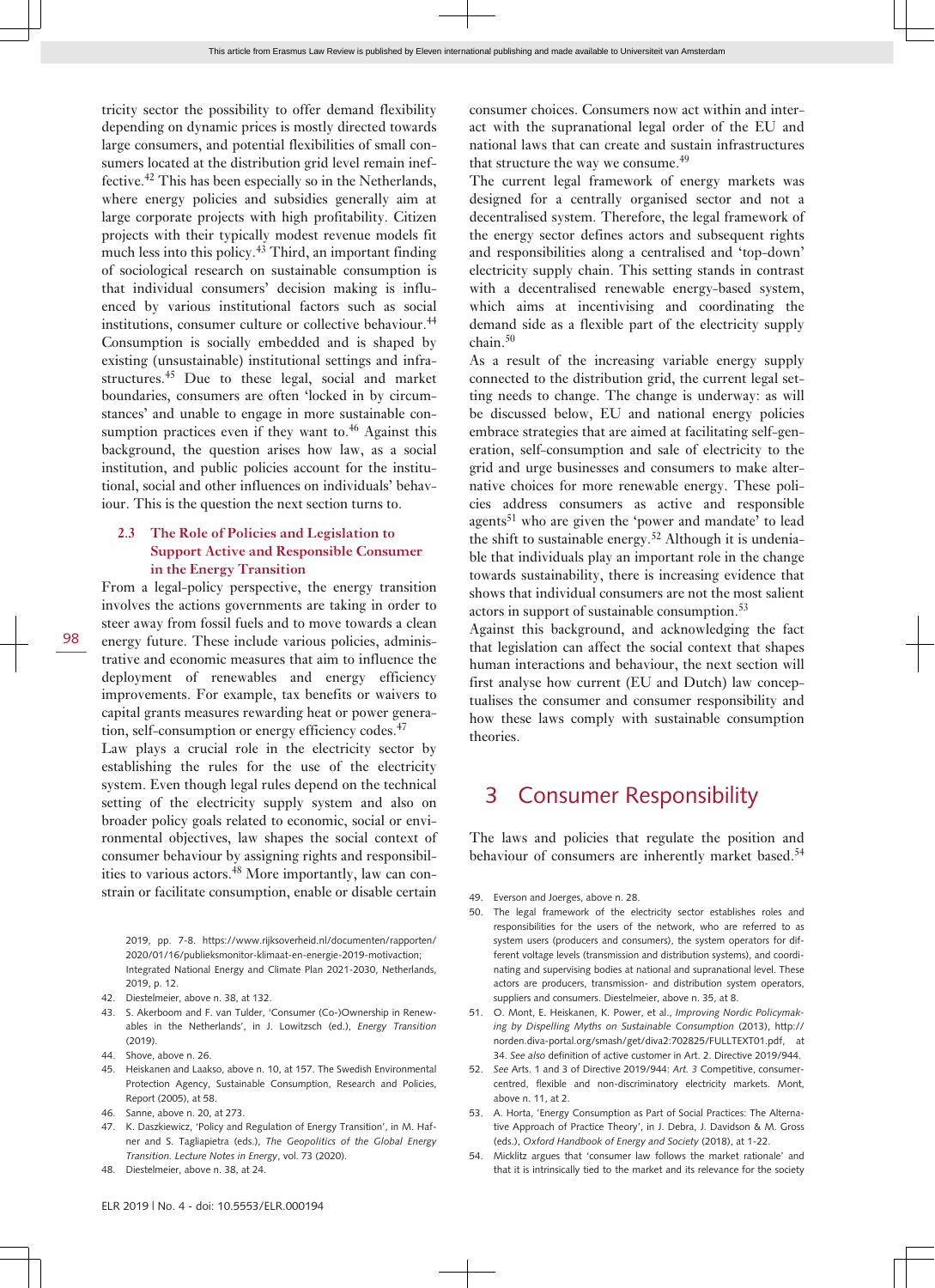tricity sector the possibility to offer demand flexibility depending on dynamic prices is mostly directed towards large consumers, and potential flexibilities of small consumers located at the distribution grid level remain ineffective.[42] This has been especially so in the Netherlands, where energy policies and subsidies generally aim at large corporate projects with high profitability. Citizen projects with their typically modest revenue models fit much less into this policy.[43] Third, an important finding of sociological research on sustainable consumption is that individual consumers' decision making is influenced by various institutional factors such as social institutions, consumer culture or collective behaviour.[44] Consumption is socially embedded and is shaped by existing (unsustainable) institutional settings and infrastructures.[45] Due to these legal, social and market boundaries, consumers are often 'locked in by circumstances' and unable to engage in more sustainable consumption practices even if they want to.[46] Against this background, the question arises how law, as a social institution, and public policies account for the institutional, social and other influences on individuals' behaviour. This is the question the next section turns to.

### 2.3 The Role of Policies and Legislation to Support Active and Responsible Consumer in the Energy Transition

From a legal-policy perspective, the energy transition involves the actions governments are taking in order to steer away from fossil fuels and to move towards a clean energy future. These include various policies, administrative and economic measures that aim to influence the deployment of renewables and energy efficiency improvements. For example, tax benefits or waivers to capital grants measures rewarding heat or power generation, self-consumption or energy efficiency codes.[47]

Law plays a crucial role in the electricity sector by establishing the rules for the use of the electricity system. Even though legal rules depend on the technical setting of the electricity supply system and also on broader policy goals related to economic, social or environmental objectives, law shapes the social context of consumer behaviour by assigning rights and responsibilities to various actors.[48] More importantly, law can constrain or facilitate consumption, enable or disable certain consumer choices. Consumers now act within and interact with the supranational legal order of the EU and national laws that can create and sustain infrastructures that structure the way we consume.[49]

The current legal framework of energy markets was designed for a centrally organised sector and not a decentralised system. Therefore, the legal framework of the energy sector defines actors and subsequent rights and responsibilities along a centralised and 'top-down' electricity supply chain. This setting stands in contrast with a decentralised renewable energy-based system, which aims at incentivising and coordinating the demand side as a flexible part of the electricity supply chain.[50]

As a result of the increasing variable energy supply connected to the distribution grid, the current legal setting needs to change. The change is underway: as will be discussed below, EU and national energy policies embrace strategies that are aimed at facilitating self-generation, self-consumption and sale of electricity to the grid and urge businesses and consumers to make alternative choices for more renewable energy. These policies address consumers as active and responsible agents[51] who are given the 'power and mandate' to lead the shift to sustainable energy.[52] Although it is undeniable that individuals play an important role in the change towards sustainability, there is increasing evidence that shows that individual consumers are not the most salient actors in support of sustainable consumption.[53]

Against this background, and acknowledging the fact that legislation can affect the social context that shapes human interactions and behaviour, the next section will first analyse how current (EU and Dutch) law conceptualises the consumer and consumer responsibility and how these laws comply with sustainable consumption theories.

## 3 Consumer Responsibility

The laws and policies that regulate the position and behaviour of consumers are inherently market based.[54]

---

2019, pp. 7-8. https://www.rijksoverheid.nl/documenten/rapporten/2020/01/16/publieksmonitor-klimaat-en-energie-2019-motivaction; Integrated National Energy and Climate Plan 2021-2030, Netherlands, 2019, p. 12.

42. Diestelmeier, above n. 38, at 132.
43. S. Akerboom and F. van Tulder, 'Consumer (Co-)Ownership in Renewables in the Netherlands', in J. Lowitzsch (ed.), *Energy Transition* (2019).
44. Shove, above n. 26.
45. Heiskanen and Laakso, above n. 10, at 157. The Swedish Environmental Protection Agency, Sustainable Consumption, Research and Policies, Report (2005), at 58.
46. Sanne, above n. 20, at 273.
47. K. Daszkiewicz, 'Policy and Regulation of Energy Transition', in M. Hafner and S. Tagliapietra (eds.), *The Geopolitics of the Global Energy Transition. Lecture Notes in Energy*, vol. 73 (2020).
48. Diestelmeier, above n. 38, at 24.
49. Everson and Joerges, above n. 28.
50. The legal framework of the electricity sector establishes roles and responsibilities for the users of the network, who are referred to as system users (producers and consumers), the system operators for different voltage levels (transmission and distribution systems), and coordinating and supervising bodies at national and supranational level. These actors are producers, transmission- and distribution system operators, suppliers and consumers. Diestelmeier, above n. 35, at 8.
51. O. Mont, E. Heiskanen, K. Power, et al., *Improving Nordic Policymaking by Dispelling Myths on Sustainable Consumption* (2013), http://norden.diva-portal.org/smash/get/diva2:702825/FULLTEXT01.pdf, at 34. *See also* definition of active customer in Art. 2. Directive 2019/944.
52. *See* Arts. 1 and 3 of Directive 2019/944: *Art. 3* Competitive, consumer-centred, flexible and non-discriminatory electricity markets. Mont, above n. 11, at 2.
53. A. Horta, 'Energy Consumption as Part of Social Practices: The Alternative Approach of Practice Theory', in J. Debra, J. Davidson & M. Gross (eds.), *Oxford Handbook of Energy and Society* (2018), at 1-22.
54. Micklitz argues that 'consumer law follows the market rationale' and that it is intrinsically tied to the market and its relevance for the society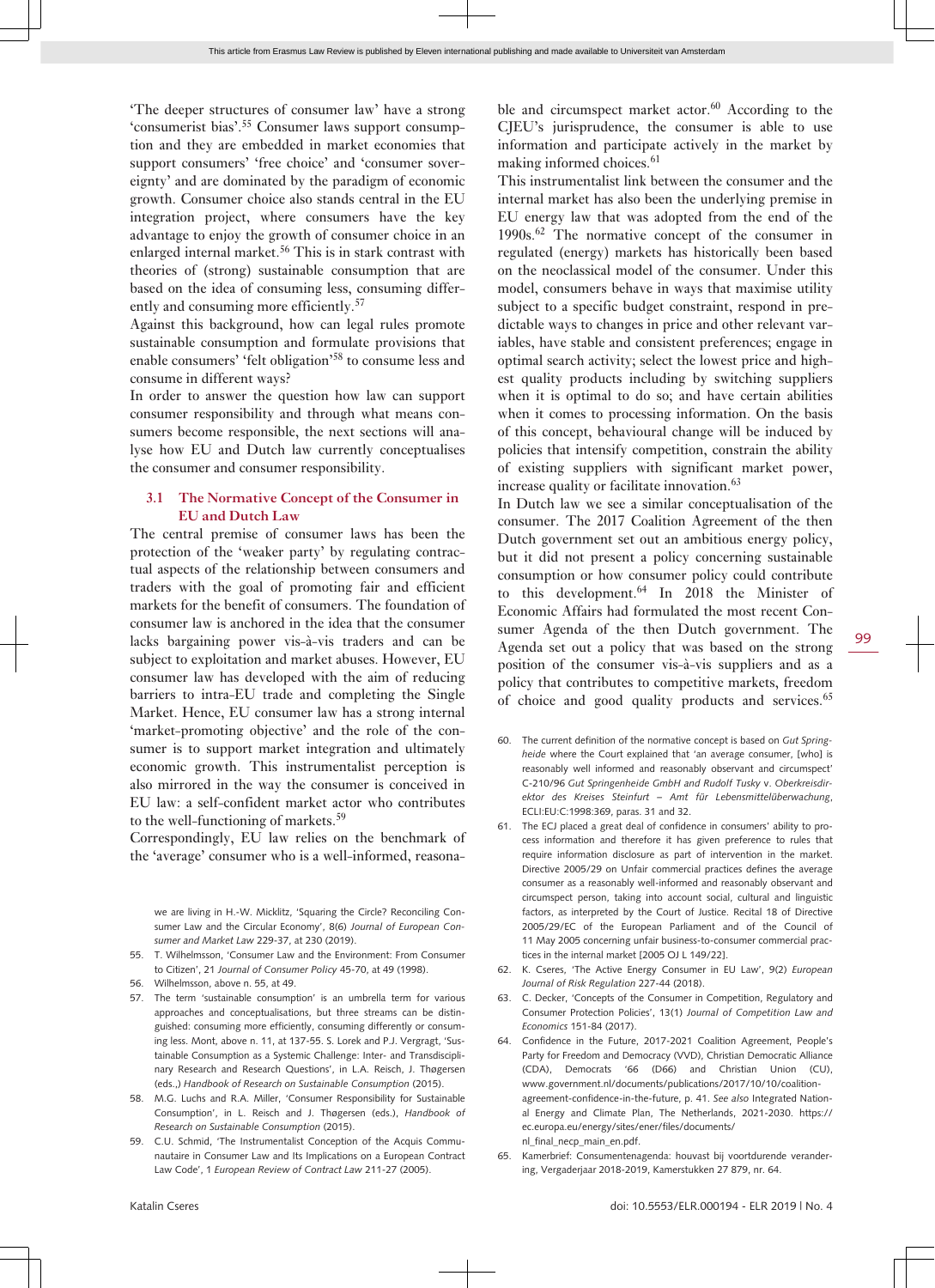'The deeper structures of consumer law' have a strong 'consumerist bias'.[55] Consumer laws support consumption and they are embedded in market economies that support consumers' 'free choice' and 'consumer sovereignty' and are dominated by the paradigm of economic growth. Consumer choice also stands central in the EU integration project, where consumers have the key advantage to enjoy the growth of consumer choice in an enlarged internal market.[56] This is in stark contrast with theories of (strong) sustainable consumption that are based on the idea of consuming less, consuming differently and consuming more efficiently.[57]

Against this background, how can legal rules promote sustainable consumption and formulate provisions that enable consumers' 'felt obligation'[58] to consume less and consume in different ways?

In order to answer the question how law can support consumer responsibility and through what means consumers become responsible, the next sections will analyse how EU and Dutch law currently conceptualises the consumer and consumer responsibility.

### 3.1 The Normative Concept of the Consumer in EU and Dutch Law

The central premise of consumer laws has been the protection of the 'weaker party' by regulating contractual aspects of the relationship between consumers and traders with the goal of promoting fair and efficient markets for the benefit of consumers. The foundation of consumer law is anchored in the idea that the consumer lacks bargaining power vis-à-vis traders and can be subject to exploitation and market abuses. However, EU consumer law has developed with the aim of reducing barriers to intra-EU trade and completing the Single Market. Hence, EU consumer law has a strong internal 'market-promoting objective' and the role of the consumer is to support market integration and ultimately economic growth. This instrumentalist perception is also mirrored in the way the consumer is conceived in EU law: a self-confident market actor who contributes to the well-functioning of markets.[59]

Correspondingly, EU law relies on the benchmark of the 'average' consumer who is a well-informed, reasonable and circumspect market actor.[60] According to the CJEU's jurisprudence, the consumer is able to use information and participate actively in the market by making informed choices.[61]

This instrumentalist link between the consumer and the internal market has also been the underlying premise in EU energy law that was adopted from the end of the 1990s.[62] The normative concept of the consumer in regulated (energy) markets has historically been based on the neoclassical model of the consumer. Under this model, consumers behave in ways that maximise utility subject to a specific budget constraint, respond in predictable ways to changes in price and other relevant variables, have stable and consistent preferences; engage in optimal search activity; select the lowest price and highest quality products including by switching suppliers when it is optimal to do so; and have certain abilities when it comes to processing information. On the basis of this concept, behavioural change will be induced by policies that intensify competition, constrain the ability of existing suppliers with significant market power, increase quality or facilitate innovation.[63]

In Dutch law we see a similar conceptualisation of the consumer. The 2017 Coalition Agreement of the then Dutch government set out an ambitious energy policy, but it did not present a policy concerning sustainable consumption or how consumer policy could contribute to this development.[64] In 2018 the Minister of Economic Affairs had formulated the most recent Consumer Agenda of the then Dutch government. The Agenda set out a policy that was based on the strong position of the consumer vis-à-vis suppliers and as a policy that contributes to competitive markets, freedom of choice and good quality products and services.[65]

---

we are living in H.-W. Micklitz, 'Squaring the Circle? Reconciling Consumer Law and the Circular Economy', 8(6) *Journal of European Consumer and Market Law* 229-37, at 230 (2019).

55. T. Wilhelmsson, 'Consumer Law and the Environment: From Consumer to Citizen', 21 *Journal of Consumer Policy* 45-70, at 49 (1998).
56. Wilhelmsson, above n. 55, at 49.
57. The term 'sustainable consumption' is an umbrella term for various approaches and conceptualisations, but three streams can be distinguished: consuming more efficiently, consuming differently or consuming less. Mont, above n. 11, at 137-55. S. Lorek and P.J. Vergragt, 'Sustainable Consumption as a Systemic Challenge: Inter- and Transdisciplinary Research and Research Questions', in L.A. Reisch, J. Thøgersen (eds.,) *Handbook of Research on Sustainable Consumption* (2015).
58. M.G. Luchs and R.A. Miller, 'Consumer Responsibility for Sustainable Consumption', in L. Reisch and J. Thøgersen (eds.), *Handbook of Research on Sustainable Consumption* (2015).
59. C.U. Schmid, 'The Instrumentalist Conception of the Acquis Communautaire in Consumer Law and Its Implications on a European Contract Law Code', 1 *European Review of Contract Law* 211-27 (2005).
60. The current definition of the normative concept is based on *Gut Springheide* where the Court explained that 'an average consumer, [who] is reasonably well informed and reasonably observant and circumspect' C-210/96 *Gut Springenheide GmbH and Rudolf Tusky* v. *Oberkreisdirektor des Kreises Steinfurt – Amt für Lebensmittelüberwachung*, ECLI:EU:C:1998:369, paras. 31 and 32.
61. The ECJ placed a great deal of confidence in consumers' ability to process information and therefore it has given preference to rules that require information disclosure as part of intervention in the market. Directive 2005/29 on Unfair commercial practices defines the average consumer as a reasonably well-informed and reasonably observant and circumspect person, taking into account social, cultural and linguistic factors, as interpreted by the Court of Justice. Recital 18 of Directive 2005/29/EC of the European Parliament and of the Council of 11 May 2005 concerning unfair business-to-consumer commercial practices in the internal market [2005 OJ L 149/22].
62. K. Cseres, 'The Active Energy Consumer in EU Law', 9(2) *European Journal of Risk Regulation* 227-44 (2018).
63. C. Decker, 'Concepts of the Consumer in Competition, Regulatory and Consumer Protection Policies', 13(1) *Journal of Competition Law and Economics* 151-84 (2017).
64. Confidence in the Future, 2017-2021 Coalition Agreement, People's Party for Freedom and Democracy (VVD), Christian Democratic Alliance (CDA), Democrats '66 (D66) and Christian Union (CU), www.government.nl/documents/publications/2017/10/10/coalition-agreement-confidence-in-the-future, p. 41. *See also* Integrated National Energy and Climate Plan, The Netherlands, 2021-2030. https://ec.europa.eu/energy/sites/ener/files/documents/nl_final_necp_main_en.pdf.
65. Kamerbrief: Consumentenagenda: houvast bij voortdurende verandering, Vergaderjaar 2018-2019, Kamerstukken 27 879, nr. 64.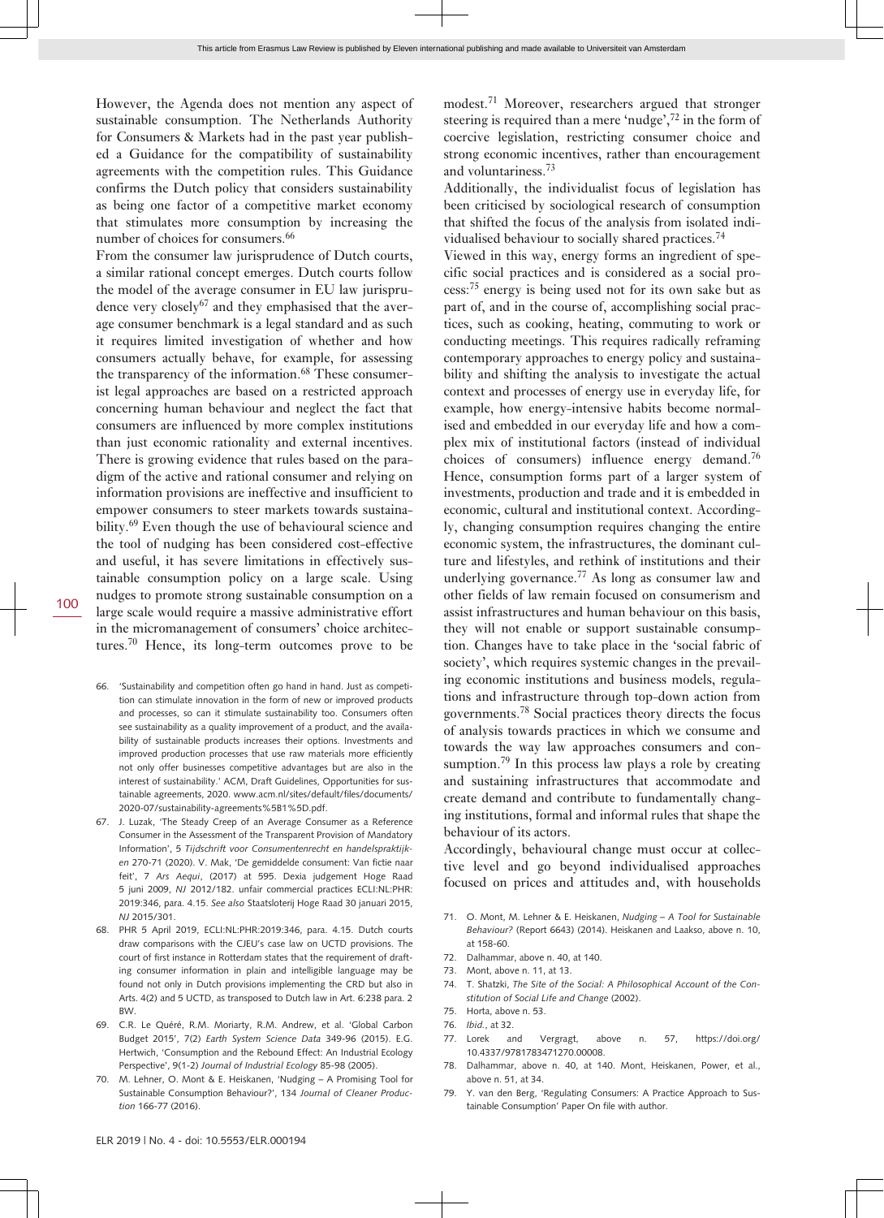However, the Agenda does not mention any aspect of sustainable consumption. The Netherlands Authority for Consumers & Markets had in the past year published a Guidance for the compatibility of sustainability agreements with the competition rules. This Guidance confirms the Dutch policy that considers sustainability as being one factor of a competitive market economy that stimulates more consumption by increasing the number of choices for consumers.[66]

From the consumer law jurisprudence of Dutch courts, a similar rational concept emerges. Dutch courts follow the model of the average consumer in EU law jurisprudence very closely[67] and they emphasised that the average consumer benchmark is a legal standard and as such it requires limited investigation of whether and how consumers actually behave, for example, for assessing the transparency of the information.[68] These consumerist legal approaches are based on a restricted approach concerning human behaviour and neglect the fact that consumers are influenced by more complex institutions than just economic rationality and external incentives. There is growing evidence that rules based on the paradigm of the active and rational consumer and relying on information provisions are ineffective and insufficient to empower consumers to steer markets towards sustainability.[69] Even though the use of behavioural science and the tool of nudging has been considered cost-effective and useful, it has severe limitations in effectively sustainable consumption policy on a large scale. Using nudges to promote strong sustainable consumption on a large scale would require a massive administrative effort in the micromanagement of consumers' choice architectures.[70] Hence, its long-term outcomes prove to be modest.[71] Moreover, researchers argued that stronger steering is required than a mere 'nudge',[72] in the form of coercive legislation, restricting consumer choice and strong economic incentives, rather than encouragement and voluntariness.[73]

Additionally, the individualist focus of legislation has been criticised by sociological research of consumption that shifted the focus of the analysis from isolated individualised behaviour to socially shared practices.[74]

Viewed in this way, energy forms an ingredient of specific social practices and is considered as a social process:[75] energy is being used not for its own sake but as part of, and in the course of, accomplishing social practices, such as cooking, heating, commuting to work or conducting meetings. This requires radically reframing contemporary approaches to energy policy and sustainability and shifting the analysis to investigate the actual context and processes of energy use in everyday life, for example, how energy-intensive habits become normalised and embedded in our everyday life and how a complex mix of institutional factors (instead of individual choices of consumers) influence energy demand.[76] Hence, consumption forms part of a larger system of investments, production and trade and it is embedded in economic, cultural and institutional context. Accordingly, changing consumption requires changing the entire economic system, the infrastructures, the dominant culture and lifestyles, and rethink of institutions and their underlying governance.[77] As long as consumer law and other fields of law remain focused on consumerism and assist infrastructures and human behaviour on this basis, they will not enable or support sustainable consumption. Changes have to take place in the 'social fabric of society', which requires systemic changes in the prevailing economic institutions and business models, regulations and infrastructure through top-down action from governments.[78] Social practices theory directs the focus of analysis towards practices in which we consume and towards the way law approaches consumers and consumption.[79] In this process law plays a role by creating and sustaining infrastructures that accommodate and create demand and contribute to fundamentally changing institutions, formal and informal rules that shape the behaviour of its actors.

Accordingly, behavioural change must occur at collective level and go beyond individualised approaches focused on prices and attitudes and, with households

66. 'Sustainability and competition often go hand in hand. Just as competition can stimulate innovation in the form of new or improved products and processes, so can it stimulate sustainability too. Consumers often see sustainability as a quality improvement of a product, and the availability of sustainable products increases their options. Investments and improved production processes that use raw materials more efficiently not only offer businesses competitive advantages but are also in the interest of sustainability.' ACM, Draft Guidelines, Opportunities for sustainable agreements, 2020. www.acm.nl/sites/default/files/documents/2020-07/sustainability-agreements%5B1%5D.pdf.
67. J. Luzak, 'The Steady Creep of an Average Consumer as a Reference Consumer in the Assessment of the Transparent Provision of Mandatory Information', 5 *Tijdschrift voor Consumentenrecht en handelspraktijken* 270-71 (2020). V. Mak, 'De gemiddelde consument: Van fictie naar feit', 7 *Ars Aequi*, (2017) at 595. Dexia judgement Hoge Raad 5 juni 2009, *NJ* 2012/182. unfair commercial practices ECLI:NL:PHR:2019:346, para. 4.15. *See also* Staatsloterij Hoge Raad 30 januari 2015, *NJ* 2015/301.
68. PHR 5 April 2019, ECLI:NL:PHR:2019:346, para. 4.15. Dutch courts draw comparisons with the CJEU's case law on UCTD provisions. The court of first instance in Rotterdam states that the requirement of drafting consumer information in plain and intelligible language may be found not only in Dutch provisions implementing the CRD but also in Arts. 4(2) and 5 UCTD, as transposed to Dutch law in Art. 6:238 para. 2 BW.
69. C.R. Le Quéré, R.M. Moriarty, R.M. Andrew, et al. 'Global Carbon Budget 2015', 7(2) *Earth System Science Data* 349-96 (2015). E.G. Hertwich, 'Consumption and the Rebound Effect: An Industrial Ecology Perspective', 9(1-2) *Journal of Industrial Ecology* 85-98 (2005).
70. M. Lehner, O. Mont & E. Heiskanen, 'Nudging – A Promising Tool for Sustainable Consumption Behaviour?', 134 *Journal of Cleaner Production* 166-77 (2016).
71. O. Mont, M. Lehner & E. Heiskanen, *Nudging – A Tool for Sustainable Behaviour?* (Report 6643) (2014). Heiskanen and Laakso, above n. 10, at 158-60.
72. Dalhammar, above n. 40, at 140.
73. Mont, above n. 11, at 13.
74. T. Shatzki, *The Site of the Social: A Philosophical Account of the Constitution of Social Life and Change* (2002).
75. Horta, above n. 53.
76. *Ibid.*, at 32.
77. Lorek and Vergragt, above n. 57, https://doi.org/10.4337/9781783471270.00008.
78. Dalhammar, above n. 40, at 140. Mont, Heiskanen, Power, et al., above n. 51, at 34.
79. Y. van den Berg, 'Regulating Consumers: A Practice Approach to Sustainable Consumption' Paper On file with author.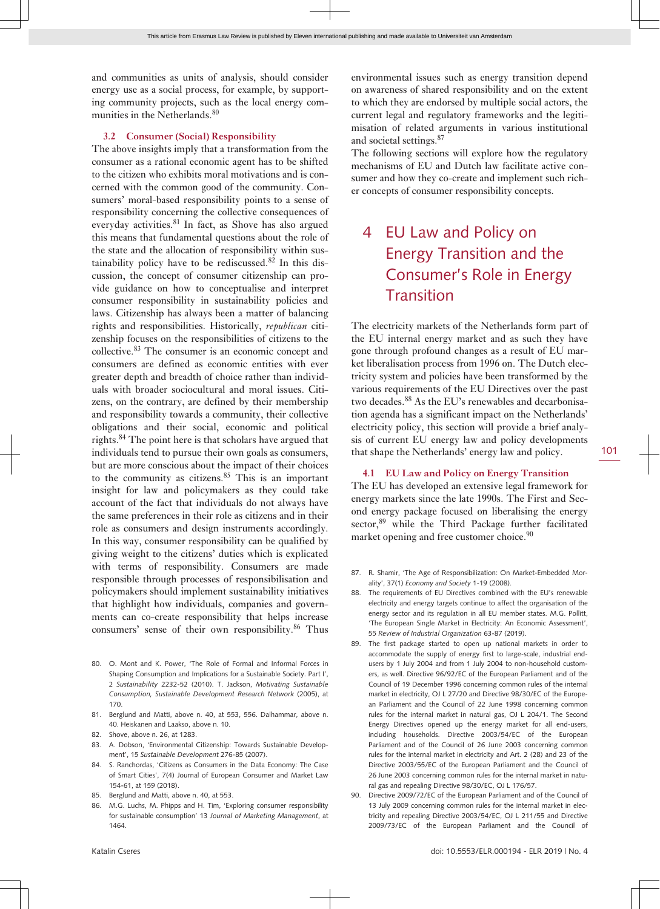and communities as units of analysis, should consider energy use as a social process, for example, by supporting community projects, such as the local energy communities in the Netherlands.[80]

### 3.2 Consumer (Social) Responsibility

The above insights imply that a transformation from the consumer as a rational economic agent has to be shifted to the citizen who exhibits moral motivations and is concerned with the common good of the community. Consumers' moral-based responsibility points to a sense of responsibility concerning the collective consequences of everyday activities.[81] In fact, as Shove has also argued this means that fundamental questions about the role of the state and the allocation of responsibility within sustainability policy have to be rediscussed.[82] In this discussion, the concept of consumer citizenship can provide guidance on how to conceptualise and interpret consumer responsibility in sustainability policies and laws. Citizenship has always been a matter of balancing rights and responsibilities. Historically, *republican* citizenship focuses on the responsibilities of citizens to the collective.[83] The consumer is an economic concept and consumers are defined as economic entities with ever greater depth and breadth of choice rather than individuals with broader sociocultural and moral issues. Citizens, on the contrary, are defined by their membership and responsibility towards a community, their collective obligations and their social, economic and political rights.[84] The point here is that scholars have argued that individuals tend to pursue their own goals as consumers, but are more conscious about the impact of their choices to the community as citizens.[85] This is an important insight for law and policymakers as they could take account of the fact that individuals do not always have the same preferences in their role as citizens and in their role as consumers and design instruments accordingly. In this way, consumer responsibility can be qualified by giving weight to the citizens' duties which is explicated with terms of responsibility. Consumers are made responsible through processes of responsibilisation and policymakers should implement sustainability initiatives that highlight how individuals, companies and governments can co-create responsibility that helps increase consumers' sense of their own responsibility.[86] Thus environmental issues such as energy transition depend on awareness of shared responsibility and on the extent to which they are endorsed by multiple social actors, the current legal and regulatory frameworks and the legitimisation of related arguments in various institutional and societal settings.[87]

The following sections will explore how the regulatory mechanisms of EU and Dutch law facilitate active consumer and how they co-create and implement such richer concepts of consumer responsibility concepts.

## 4 EU Law and Policy on Energy Transition and the Consumer's Role in Energy Transition

The electricity markets of the Netherlands form part of the EU internal energy market and as such they have gone through profound changes as a result of EU market liberalisation process from 1996 on. The Dutch electricity system and policies have been transformed by the various requirements of the EU Directives over the past two decades.[88] As the EU's renewables and decarbonisation agenda has a significant impact on the Netherlands' electricity policy, this section will provide a brief analysis of current EU energy law and policy developments that shape the Netherlands' energy law and policy.

### 4.1 EU Law and Policy on Energy Transition

The EU has developed an extensive legal framework for energy markets since the late 1990s. The First and Second energy package focused on liberalising the energy sector,[89] while the Third Package further facilitated market opening and free customer choice.[90]

---

80. O. Mont and K. Power, 'The Role of Formal and Informal Forces in Shaping Consumption and Implications for a Sustainable Society. Part I', 2 *Sustainability* 2232-52 (2010). T. Jackson, *Motivating Sustainable Consumption, Sustainable Development Research Network* (2005), at 170.
81. Berglund and Matti, above n. 40, at 553, 556. Dalhammar, above n. 40. Heiskanen and Laakso, above n. 10.
82. Shove, above n. 26, at 1283.
83. A. Dobson, 'Environmental Citizenship: Towards Sustainable Development', 15 *Sustainable Development* 276-85 (2007).
84. S. Ranchordas, 'Citizens as Consumers in the Data Economy: The Case of Smart Cities', 7(4) Journal of European Consumer and Market Law 154-61, at 159 (2018).
85. Berglund and Matti, above n. 40, at 553.
86. M.G. Luchs, M. Phipps and H. Tim, 'Exploring consumer responsibility for sustainable consumption' 13 *Journal of Marketing Management*, at 1464.
87. R. Shamir, 'The Age of Responsibilization: On Market-Embedded Morality', 37(1) *Economy and Society* 1-19 (2008).
88. The requirements of EU Directives combined with the EU's renewable electricity and energy targets continue to affect the organisation of the energy sector and its regulation in all EU member states. M.G. Pollitt, 'The European Single Market in Electricity: An Economic Assessment', 55 *Review of Industrial Organization* 63-87 (2019).
89. The first package started to open up national markets in order to accommodate the supply of energy first to large-scale, industrial end-users by 1 July 2004 and from 1 July 2004 to non-household customers, as well. Directive 96/92/EC of the European Parliament and of the Council of 19 December 1996 concerning common rules for the internal market in electricity, OJ L 27/20 and Directive 98/30/EC of the European Parliament and the Council of 22 June 1998 concerning common rules for the internal market in natural gas, OJ L 204/1. The Second Energy Directives opened up the energy market for all end-users, including households. Directive 2003/54/EC of the European Parliament and of the Council of 26 June 2003 concerning common rules for the internal market in electricity and Art. 2 (28) and 23 of the Directive 2003/55/EC of the European Parliament and the Council of 26 June 2003 concerning common rules for the internal market in natural gas and repealing Directive 98/30/EC, OJ L 176/57.
90. Directive 2009/72/EC of the European Parliament and of the Council of 13 July 2009 concerning common rules for the internal market in electricity and repealing Directive 2003/54/EC, OJ L 211/55 and Directive 2009/73/EC of the European Parliament and the Council of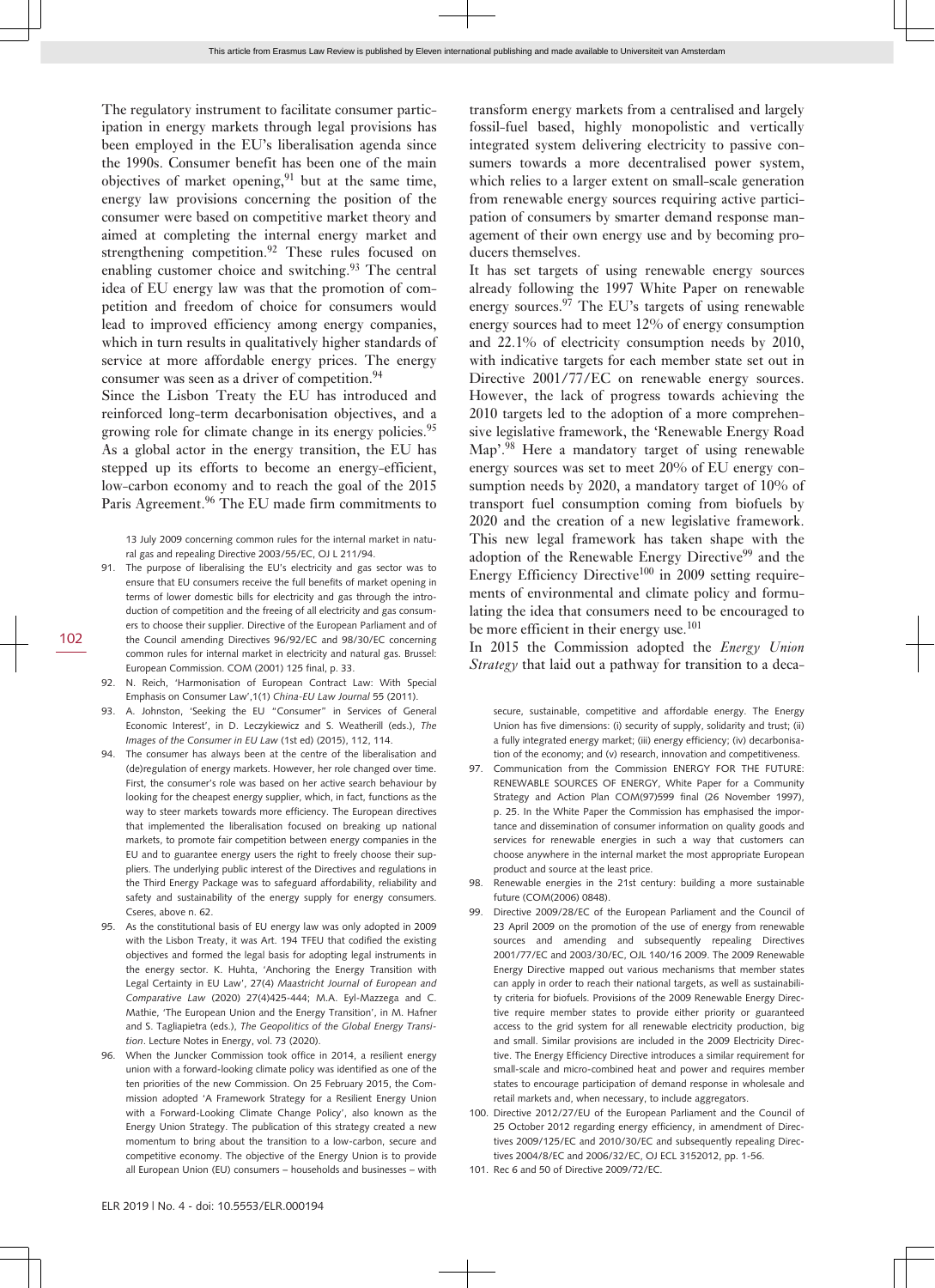The regulatory instrument to facilitate consumer participation in energy markets through legal provisions has been employed in the EU's liberalisation agenda since the 1990s. Consumer benefit has been one of the main objectives of market opening,[91] but at the same time, energy law provisions concerning the position of the consumer were based on competitive market theory and aimed at completing the internal energy market and strengthening competition.[92] These rules focused on enabling customer choice and switching.[93] The central idea of EU energy law was that the promotion of competition and freedom of choice for consumers would lead to improved efficiency among energy companies, which in turn results in qualitatively higher standards of service at more affordable energy prices. The energy consumer was seen as a driver of competition.[94]

Since the Lisbon Treaty the EU has introduced and reinforced long-term decarbonisation objectives, and a growing role for climate change in its energy policies.[95] As a global actor in the energy transition, the EU has stepped up its efforts to become an energy-efficient, low-carbon economy and to reach the goal of the 2015 Paris Agreement.[96] The EU made firm commitments to transform energy markets from a centralised and largely fossil-fuel based, highly monopolistic and vertically integrated system delivering electricity to passive consumers towards a more decentralised power system, which relies to a larger extent on small-scale generation from renewable energy sources requiring active participation of consumers by smarter demand response management of their own energy use and by becoming producers themselves.

It has set targets of using renewable energy sources already following the 1997 White Paper on renewable energy sources.[97] The EU's targets of using renewable energy sources had to meet 12% of energy consumption and 22.1% of electricity consumption needs by 2010, with indicative targets for each member state set out in Directive 2001/77/EC on renewable energy sources. However, the lack of progress towards achieving the 2010 targets led to the adoption of a more comprehensive legislative framework, the 'Renewable Energy Road Map'.[98] Here a mandatory target of using renewable energy sources was set to meet 20% of EU energy consumption needs by 2020, a mandatory target of 10% of transport fuel consumption coming from biofuels by 2020 and the creation of a new legislative framework. This new legal framework has taken shape with the adoption of the Renewable Energy Directive[99] and the Energy Efficiency Directive[100] in 2009 setting requirements of environmental and climate policy and formulating the idea that consumers need to be encouraged to be more efficient in their energy use.[101]

In 2015 the Commission adopted the *Energy Union Strategy* that laid out a pathway for transition to a deca-

---

13 July 2009 concerning common rules for the internal market in natural gas and repealing Directive 2003/55/EC, OJ L 211/94.

91. The purpose of liberalising the EU's electricity and gas sector was to ensure that EU consumers receive the full benefits of market opening in terms of lower domestic bills for electricity and gas through the introduction of competition and the freeing of all electricity and gas consumers to choose their supplier. Directive of the European Parliament and of the Council amending Directives 96/92/EC and 98/30/EC concerning common rules for internal market in electricity and natural gas. Brussel: European Commission. COM (2001) 125 final, p. 33.
92. N. Reich, 'Harmonisation of European Contract Law: With Special Emphasis on Consumer Law',1(1) *China-EU Law Journal* 55 (2011).
93. A. Johnston, 'Seeking the EU "Consumer" in Services of General Economic Interest', in D. Leczykiewicz and S. Weatherill (eds.), *The Images of the Consumer in EU Law* (1st ed) (2015), 112, 114.
94. The consumer has always been at the centre of the liberalisation and (de)regulation of energy markets. However, her role changed over time. First, the consumer's role was based on her active search behaviour by looking for the cheapest energy supplier, which, in fact, functions as the way to steer markets towards more efficiency. The European directives that implemented the liberalisation focused on breaking up national markets, to promote fair competition between energy companies in the EU and to guarantee energy users the right to freely choose their suppliers. The underlying public interest of the Directives and regulations in the Third Energy Package was to safeguard affordability, reliability and safety and sustainability of the energy supply for energy consumers. Cseres, above n. 62.
95. As the constitutional basis of EU energy law was only adopted in 2009 with the Lisbon Treaty, it was Art. 194 TFEU that codified the existing objectives and formed the legal basis for adopting legal instruments in the energy sector. K. Huhta, 'Anchoring the Energy Transition with Legal Certainty in EU Law', 27(4) *Maastricht Journal of European and Comparative Law* (2020) 27(4)425-444; M.A. Eyl-Mazzega and C. Mathie, 'The European Union and the Energy Transition', in M. Hafner and S. Tagliapietra (eds.), *The Geopolitics of the Global Energy Transition*. Lecture Notes in Energy, vol. 73 (2020).
96. When the Juncker Commission took office in 2014, a resilient energy union with a forward-looking climate policy was identified as one of the ten priorities of the new Commission. On 25 February 2015, the Commission adopted 'A Framework Strategy for a Resilient Energy Union with a Forward-Looking Climate Change Policy', also known as the Energy Union Strategy. The publication of this strategy created a new momentum to bring about the transition to a low-carbon, secure and competitive economy. The objective of the Energy Union is to provide all European Union (EU) consumers – households and businesses – with secure, sustainable, competitive and affordable energy. The Energy Union has five dimensions: (i) security of supply, solidarity and trust; (ii) a fully integrated energy market; (iii) energy efficiency; (iv) decarbonisation of the economy; and (v) research, innovation and competitiveness.
97. Communication from the Commission ENERGY FOR THE FUTURE: RENEWABLE SOURCES OF ENERGY, White Paper for a Community Strategy and Action Plan COM(97)599 final (26 November 1997), p. 25. In the White Paper the Commission has emphasised the importance and dissemination of consumer information on quality goods and services for renewable energies in such a way that customers can choose anywhere in the internal market the most appropriate European product and source at the least price.
98. Renewable energies in the 21st century: building a more sustainable future (COM(2006) 0848).
99. Directive 2009/28/EC of the European Parliament and the Council of 23 April 2009 on the promotion of the use of energy from renewable sources and amending and subsequently repealing Directives 2001/77/EC and 2003/30/EC, OJL 140/16 2009. The 2009 Renewable Energy Directive mapped out various mechanisms that member states can apply in order to reach their national targets, as well as sustainability criteria for biofuels. Provisions of the 2009 Renewable Energy Directive require member states to provide either priority or guaranteed access to the grid system for all renewable electricity production, big and small. Similar provisions are included in the 2009 Electricity Directive. The Energy Efficiency Directive introduces a similar requirement for small-scale and micro-combined heat and power and requires member states to encourage participation of demand response in wholesale and retail markets and, when necessary, to include aggregators.
100. Directive 2012/27/EU of the European Parliament and the Council of 25 October 2012 regarding energy efficiency, in amendment of Directives 2009/125/EC and 2010/30/EC and subsequently repealing Directives 2004/8/EC and 2006/32/EC, OJ ECL 3152012, pp. 1-56.
101. Rec 6 and 50 of Directive 2009/72/EC.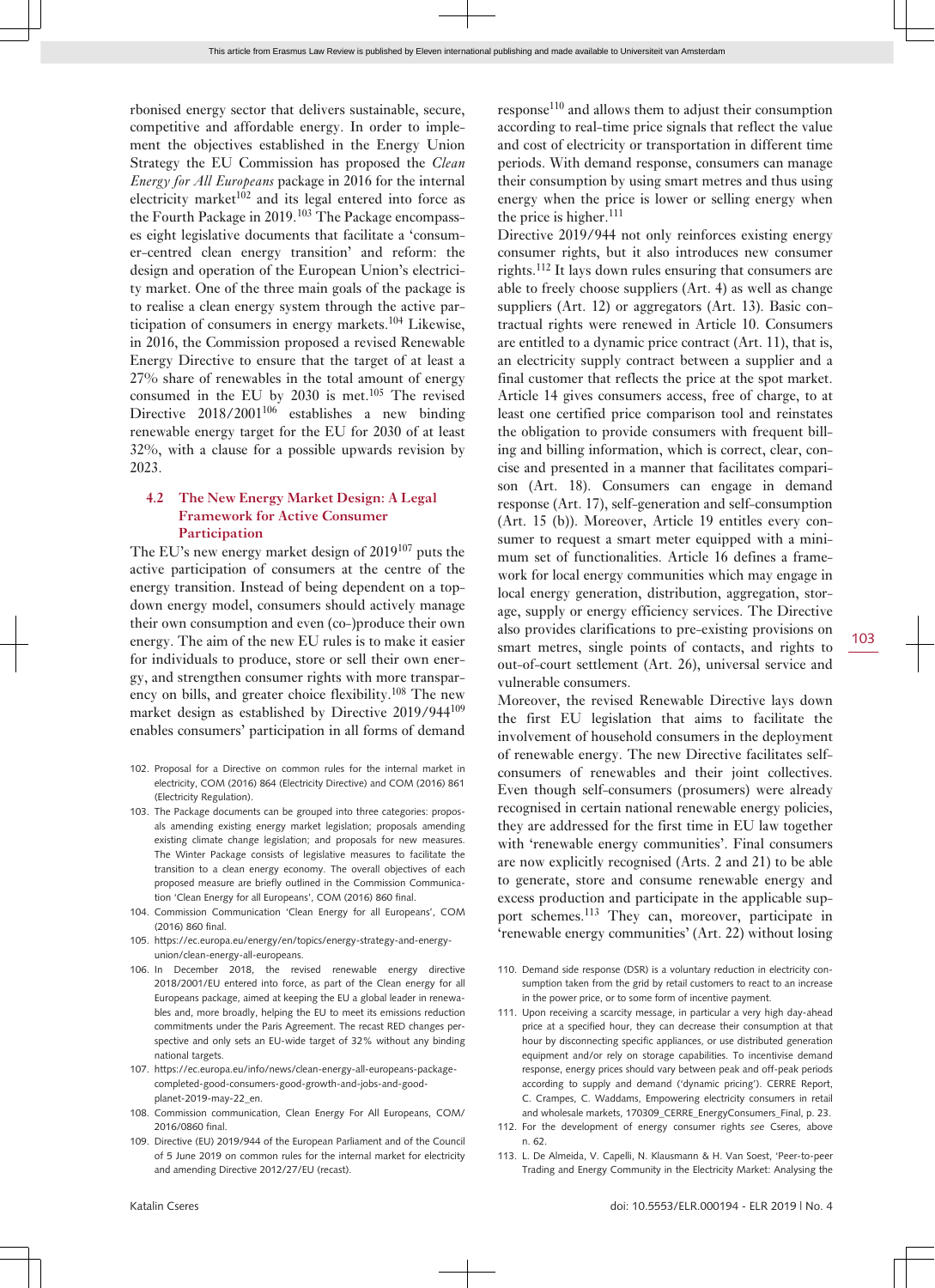rbonised energy sector that delivers sustainable, secure, competitive and affordable energy. In order to implement the objectives established in the Energy Union Strategy the EU Commission has proposed the *Clean Energy for All Europeans* package in 2016 for the internal electricity market[102] and its legal entered into force as the Fourth Package in 2019.[103] The Package encompasses eight legislative documents that facilitate a 'consumer-centred clean energy transition' and reform: the design and operation of the European Union's electricity market. One of the three main goals of the package is to realise a clean energy system through the active participation of consumers in energy markets.[104] Likewise, in 2016, the Commission proposed a revised Renewable Energy Directive to ensure that the target of at least a 27% share of renewables in the total amount of energy consumed in the EU by 2030 is met.[105] The revised Directive 2018/2001[106] establishes a new binding renewable energy target for the EU for 2030 of at least 32%, with a clause for a possible upwards revision by 2023.

### 4.2 The New Energy Market Design: A Legal Framework for Active Consumer Participation

The EU's new energy market design of 2019[107] puts the active participation of consumers at the centre of the energy transition. Instead of being dependent on a top-down energy model, consumers should actively manage their own consumption and even (co-)produce their own energy. The aim of the new EU rules is to make it easier for individuals to produce, store or sell their own energy, and strengthen consumer rights with more transparency on bills, and greater choice flexibility.[108] The new market design as established by Directive 2019/944[109] enables consumers' participation in all forms of demand response[110] and allows them to adjust their consumption according to real-time price signals that reflect the value and cost of electricity or transportation in different time periods. With demand response, consumers can manage their consumption by using smart metres and thus using energy when the price is lower or selling energy when the price is higher.[111]

Directive 2019/944 not only reinforces existing energy consumer rights, but it also introduces new consumer rights.[112] It lays down rules ensuring that consumers are able to freely choose suppliers (Art. 4) as well as change suppliers (Art. 12) or aggregators (Art. 13). Basic contractual rights were renewed in Article 10. Consumers are entitled to a dynamic price contract (Art. 11), that is, an electricity supply contract between a supplier and a final customer that reflects the price at the spot market. Article 14 gives consumers access, free of charge, to at least one certified price comparison tool and reinstates the obligation to provide consumers with frequent billing and billing information, which is correct, clear, concise and presented in a manner that facilitates comparison (Art. 18). Consumers can engage in demand response (Art. 17), self-generation and self-consumption (Art. 15 (b)). Moreover, Article 19 entitles every consumer to request a smart meter equipped with a minimum set of functionalities. Article 16 defines a framework for local energy communities which may engage in local energy generation, distribution, aggregation, storage, supply or energy efficiency services. The Directive also provides clarifications to pre-existing provisions on smart metres, single points of contacts, and rights to out-of-court settlement (Art. 26), universal service and vulnerable consumers.

Moreover, the revised Renewable Directive lays down the first EU legislation that aims to facilitate the involvement of household consumers in the deployment of renewable energy. The new Directive facilitates self-consumers of renewables and their joint collectives. Even though self-consumers (prosumers) were already recognised in certain national renewable energy policies, they are addressed for the first time in EU law together with 'renewable energy communities'. Final consumers are now explicitly recognised (Arts. 2 and 21) to be able to generate, store and consume renewable energy and excess production and participate in the applicable support schemes.[113] They can, moreover, participate in 'renewable energy communities' (Art. 22) without losing

102. Proposal for a Directive on common rules for the internal market in electricity, COM (2016) 864 (Electricity Directive) and COM (2016) 861 (Electricity Regulation).
103. The Package documents can be grouped into three categories: proposals amending existing energy market legislation; proposals amending existing climate change legislation; and proposals for new measures. The Winter Package consists of legislative measures to facilitate the transition to a clean energy economy. The overall objectives of each proposed measure are briefly outlined in the Commission Communication 'Clean Energy for all Europeans', COM (2016) 860 final.
104. Commission Communication 'Clean Energy for All Europeans', COM (2016) 860 final.
105. https://ec.europa.eu/energy/en/topics/energy-strategy-and-energy-union/clean-energy-all-europeans.
106. In December 2018, the revised renewable energy directive 2018/2001/EU entered into force, as part of the Clean energy for all Europeans package, aimed at keeping the EU a global leader in renewables and, more broadly, helping the EU to meet its emissions reduction commitments under the Paris Agreement. The recast RED changes perspective and only sets an EU-wide target of 32% without any binding national targets.
107. https://ec.europa.eu/info/news/clean-energy-all-europeans-package-completed-good-consumers-good-growth-and-jobs-and-good-planet-2019-may-22_en.
108. Commission communication, Clean Energy For All Europeans, COM/2016/0860 final.
109. Directive (EU) 2019/944 of the European Parliament and of the Council of 5 June 2019 on common rules for the internal market for electricity and amending Directive 2012/27/EU (recast).
110. Demand side response (DSR) is a voluntary reduction in electricity consumption taken from the grid by retail customers to react to an increase in the power price, or to some form of incentive payment.
111. Upon receiving a scarcity message, in particular a very high day-ahead price at a specified hour, they can decrease their consumption at that hour by disconnecting specific appliances, or use distributed generation equipment and/or rely on storage capabilities. To incentivise demand response, energy prices should vary between peak and off-peak periods according to supply and demand ('dynamic pricing'). CERRE Report, C. Crampes, C. Waddams, Empowering electricity consumers in retail and wholesale markets, 170309_CERRE_EnergyConsumers_Final, p. 23.
112. For the development of energy consumer rights *see* Cseres, above n. 62.
113. L. De Almeida, V. Capelli, N. Klausmann & H. Van Soest, 'Peer-to-peer Trading and Energy Community in the Electricity Market: Analysing the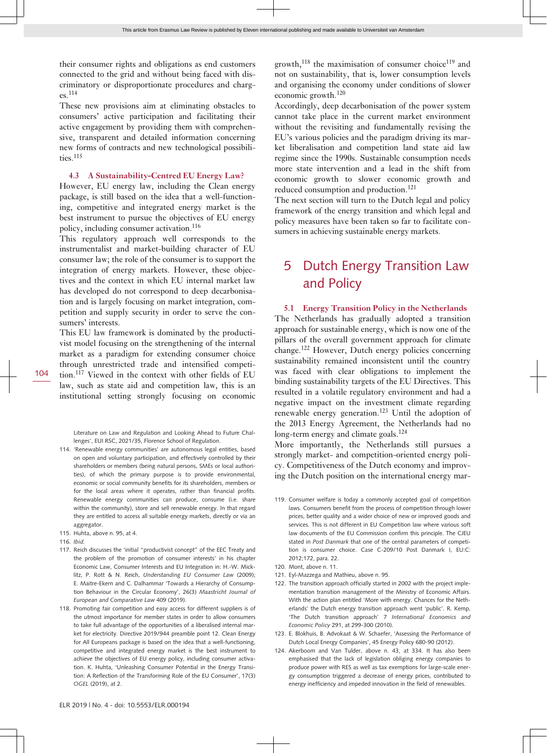their consumer rights and obligations as end customers connected to the grid and without being faced with discriminatory or disproportionate procedures and charges.[114]

These new provisions aim at eliminating obstacles to consumers' active participation and facilitating their active engagement by providing them with comprehensive, transparent and detailed information concerning new forms of contracts and new technological possibilities.[115]

### 4.3 A Sustainability-Centred EU Energy Law?

However, EU energy law, including the Clean energy package, is still based on the idea that a well-functioning, competitive and integrated energy market is the best instrument to pursue the objectives of EU energy policy, including consumer activation.[116]

This regulatory approach well corresponds to the instrumentalist and market-building character of EU consumer law; the role of the consumer is to support the integration of energy markets. However, these objectives and the context in which EU internal market law has developed do not correspond to deep decarbonisation and is largely focusing on market integration, competition and supply security in order to serve the consumers' interests.

This EU law framework is dominated by the productivist model focusing on the strengthening of the internal market as a paradigm for extending consumer choice through unrestricted trade and intensified competition.[117] Viewed in the context with other fields of EU law, such as state aid and competition law, this is an institutional setting strongly focusing on economic growth,[118] the maximisation of consumer choice[119] and not on sustainability, that is, lower consumption levels and organising the economy under conditions of slower economic growth.[120]

Accordingly, deep decarbonisation of the power system cannot take place in the current market environment without the revisiting and fundamentally revising the EU's various policies and the paradigm driving its market liberalisation and competition land state aid law regime since the 1990s. Sustainable consumption needs more state intervention and a lead in the shift from economic growth to slower economic growth and reduced consumption and production.[121]

The next section will turn to the Dutch legal and policy framework of the energy transition and which legal and policy measures have been taken so far to facilitate consumers in achieving sustainable energy markets.

## 5 Dutch Energy Transition Law and Policy

### 5.1 Energy Transition Policy in the Netherlands

The Netherlands has gradually adopted a transition approach for sustainable energy, which is now one of the pillars of the overall government approach for climate change.[122] However, Dutch energy policies concerning sustainability remained inconsistent until the country was faced with clear obligations to implement the binding sustainability targets of the EU Directives. This resulted in a volatile regulatory environment and had a negative impact on the investment climate regarding renewable energy generation.[123] Until the adoption of the 2013 Energy Agreement, the Netherlands had no long-term energy and climate goals.[124]

More importantly, the Netherlands still pursues a strongly market- and competition-oriented energy policy. Competitiveness of the Dutch economy and improving the Dutch position on the international energy mar-

---

Literature on Law and Regulation and Looking Ahead to Future Challenges', EUI RSC, 2021/35, Florence School of Regulation.

114. 'Renewable energy communities' are autonomous legal entities, based on open and voluntary participation, and effectively controlled by their shareholders or members (being natural persons, SMEs or local authorities), of which the primary purpose is to provide environmental, economic or social community benefits for its shareholders, members or for the local areas where it operates, rather than financial profits. Renewable energy communities can produce, consume (i.e. share within the community), store and sell renewable energy. In that regard they are entitled to access all suitable energy markets, directly or via an aggregator.
115. Huhta, above n. 95, at 4.
116. *Ibid.*
117. Reich discusses the 'initial "productivist concept" of the EEC Treaty and the problem of the promotion of consumer interests' in his chapter Economic Law, Consumer Interests and EU Integration in: H.-W. Micklitz, P. Rott & N. Reich, *Understanding EU Consumer Law* (2009); E. Maitre-Ekern and C. Dalhammar 'Towards a Hierarchy of Consumption Behaviour in the Circular Economy', 26(3) *Maastricht Journal of European and Comparative Law* 409 (2019).
118. Promoting fair competition and easy access for different suppliers is of the utmost importance for member states in order to allow consumers to take full advantage of the opportunities of a liberalised internal market for electricity. Directive 2019/944 preamble point 12. Clean Energy for All Europeans package is based on the idea that a well-functioning, competitive and integrated energy market is the best instrument to achieve the objectives of EU energy policy, including consumer activation. K. Huhta, 'Unleashing Consumer Potential in the Energy Transition: A Reflection of the Transforming Role of the EU Consumer', 17(3) *OGEL* (2019), at 2.
119. Consumer welfare is today a commonly accepted goal of competition laws. Consumers benefit from the process of competition through lower prices, better quality and a wider choice of new or improved goods and services. This is not different in EU Competition law where various soft law documents of the EU Commission confirm this principle. The CJEU stated in *Post Danmark* that one of the central parameters of competition is consumer choice. Case C-209/10 Post Danmark I, EU:C:2012;172, para. 22.
120. Mont, above n. 11.
121. Eyl-Mazzega and Mathieu, above n. 95.
122. The transition approach officially started in 2002 with the project implementation transition management of the Ministry of Economic Affairs. With the action plan entitled 'More with energy. Chances for the Netherlands' the Dutch energy transition approach went 'public'. R. Kemp, 'The Dutch transition approach' 7 *International Economics and Economic Policy* 291, at 299-300 (2010).
123. E. Blokhuis, B. Advokaat & W. Schaefer, 'Assessing the Performance of Dutch Local Energy Companies', 45 Energy Policy 680-90 (2012).
124. Akerboom and Van Tulder, above n. 43, at 334. It has also been emphasised that the lack of legislation obliging energy companies to produce power with RES as well as tax exemptions for large-scale energy consumption triggered a decrease of energy prices, contributed to energy inefficiency and impeded innovation in the field of renewables.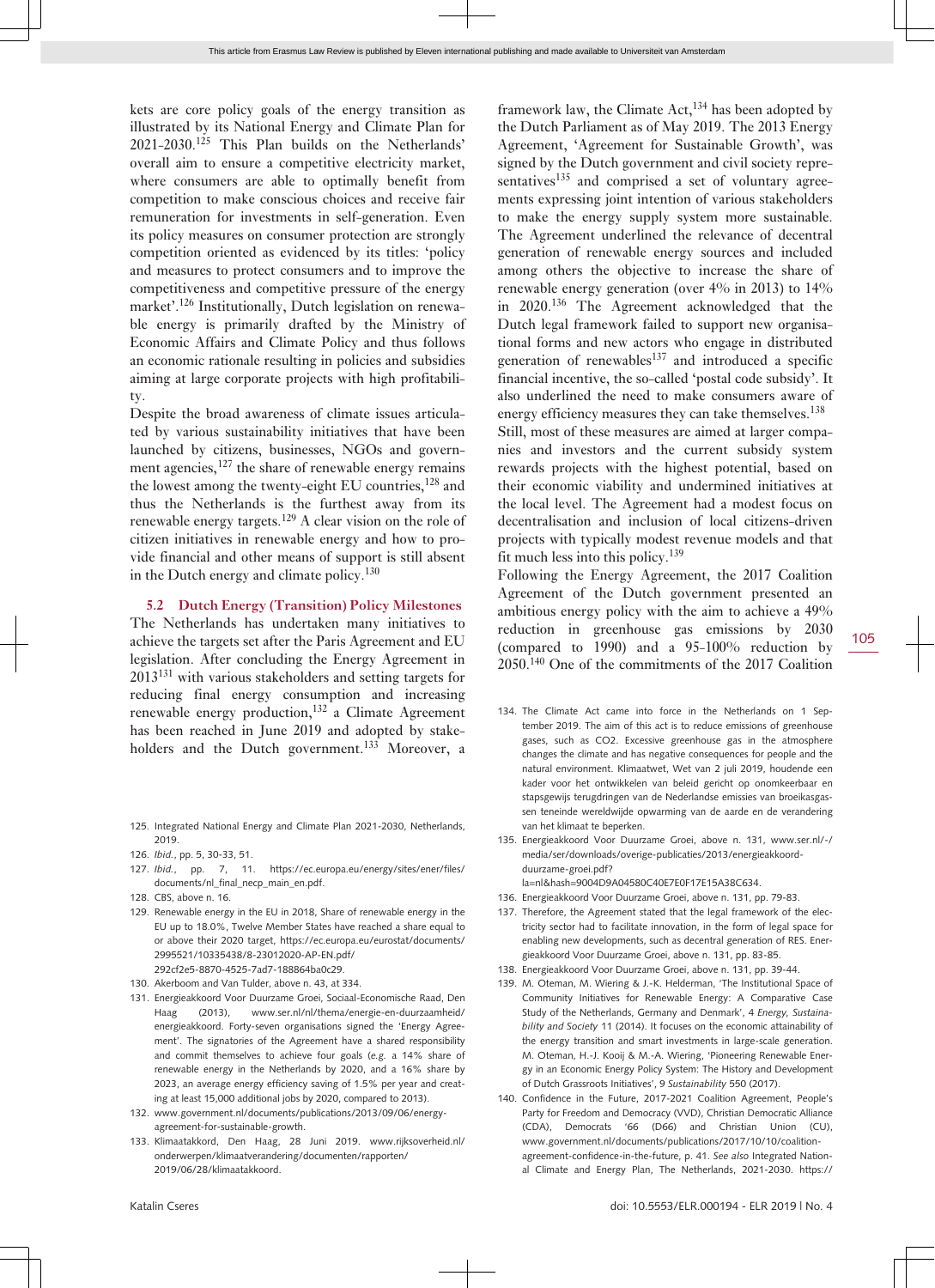kets are core policy goals of the energy transition as illustrated by its National Energy and Climate Plan for 2021-2030.[125] This Plan builds on the Netherlands' overall aim to ensure a competitive electricity market, where consumers are able to optimally benefit from competition to make conscious choices and receive fair remuneration for investments in self-generation. Even its policy measures on consumer protection are strongly competition oriented as evidenced by its titles: 'policy and measures to protect consumers and to improve the competitiveness and competitive pressure of the energy market'.[126] Institutionally, Dutch legislation on renewable energy is primarily drafted by the Ministry of Economic Affairs and Climate Policy and thus follows an economic rationale resulting in policies and subsidies aiming at large corporate projects with high profitability.

Despite the broad awareness of climate issues articulated by various sustainability initiatives that have been launched by citizens, businesses, NGOs and government agencies,[127] the share of renewable energy remains the lowest among the twenty-eight EU countries,[128] and thus the Netherlands is the furthest away from its renewable energy targets.[129] A clear vision on the role of citizen initiatives in renewable energy and how to provide financial and other means of support is still absent in the Dutch energy and climate policy.[130]

### 5.2 Dutch Energy (Transition) Policy Milestones

The Netherlands has undertaken many initiatives to achieve the targets set after the Paris Agreement and EU legislation. After concluding the Energy Agreement in 2013[131] with various stakeholders and setting targets for reducing final energy consumption and increasing renewable energy production,[132] a Climate Agreement has been reached in June 2019 and adopted by stakeholders and the Dutch government.[133] Moreover, a framework law, the Climate Act,[134] has been adopted by the Dutch Parliament as of May 2019. The 2013 Energy Agreement, 'Agreement for Sustainable Growth', was signed by the Dutch government and civil society representatives[135] and comprised a set of voluntary agreements expressing joint intention of various stakeholders to make the energy supply system more sustainable. The Agreement underlined the relevance of decentral generation of renewable energy sources and included among others the objective to increase the share of renewable energy generation (over 4% in 2013) to 14% in 2020.[136] The Agreement acknowledged that the Dutch legal framework failed to support new organisational forms and new actors who engage in distributed generation of renewables[137] and introduced a specific financial incentive, the so-called 'postal code subsidy'. It also underlined the need to make consumers aware of energy efficiency measures they can take themselves.[138]

Still, most of these measures are aimed at larger companies and investors and the current subsidy system rewards projects with the highest potential, based on their economic viability and undermined initiatives at the local level. The Agreement had a modest focus on decentralisation and inclusion of local citizens-driven projects with typically modest revenue models and that fit much less into this policy.[139]

Following the Energy Agreement, the 2017 Coalition Agreement of the Dutch government presented an ambitious energy policy with the aim to achieve a 49% reduction in greenhouse gas emissions by 2030 (compared to 1990) and a 95-100% reduction by 2050.[140] One of the commitments of the 2017 Coalition

---

125. Integrated National Energy and Climate Plan 2021-2030, Netherlands, 2019.
126. *Ibid.*, pp. 5, 30-33, 51.
127. *Ibid.*, pp. 7, 11. https://ec.europa.eu/energy/sites/ener/files/documents/nl_final_necp_main_en.pdf.
128. CBS, above n. 16.
129. Renewable energy in the EU in 2018, Share of renewable energy in the EU up to 18.0%, Twelve Member States have reached a share equal to or above their 2020 target, https://ec.europa.eu/eurostat/documents/2995521/10335438/8-23012020-AP-EN.pdf/292cf2e5-8870-4525-7ad7-188864ba0c29.
130. Akerboom and Van Tulder, above n. 43, at 334.
131. Energieakkoord Voor Duurzame Groei, Sociaal-Economische Raad, Den Haag (2013), www.ser.nl/nl/thema/energie-en-duurzaamheid/energieakkoord. Forty-seven organisations signed the 'Energy Agreement'. The signatories of the Agreement have a shared responsibility and commit themselves to achieve four goals (*e.g.* a 14% share of renewable energy in the Netherlands by 2020, and a 16% share by 2023, an average energy efficiency saving of 1.5% per year and creating at least 15,000 additional jobs by 2020, compared to 2013).
132. www.government.nl/documents/publications/2013/09/06/energy-agreement-for-sustainable-growth.
133. Klimaatakkord, Den Haag, 28 Juni 2019. www.rijksoverheid.nl/onderwerpen/klimaatverandering/documenten/rapporten/2019/06/28/klimaatakkoord.
134. The Climate Act came into force in the Netherlands on 1 September 2019. The aim of this act is to reduce emissions of greenhouse gases, such as CO2. Excessive greenhouse gas in the atmosphere changes the climate and has negative consequences for people and the natural environment. Klimaatwet, Wet van 2 juli 2019, houdende een kader voor het ontwikkelen van beleid gericht op onomkeerbaar en stapsgewijs terugdringen van de Nederlandse emissies van broeikasgassen teneinde wereldwijde opwarming van de aarde en de verandering van het klimaat te beperken.
135. Energieakkoord Voor Duurzame Groei, above n. 131, www.ser.nl/-/media/ser/downloads/overige-publicaties/2013/energieakkoord-duurzame-groei.pdf?la=nl&hash=9004D9A04580C40E7E0F17E15A38C634.
136. Energieakkoord Voor Duurzame Groei, above n. 131, pp. 79-83.
137. Therefore, the Agreement stated that the legal framework of the electricity sector had to facilitate innovation, in the form of legal space for enabling new developments, such as decentral generation of RES. Energieakkoord Voor Duurzame Groei, above n. 131, pp. 83-85.
138. Energieakkoord Voor Duurzame Groei, above n. 131, pp. 39-44.
139. M. Oteman, M. Wiering & J.-K. Helderman, 'The Institutional Space of Community Initiatives for Renewable Energy: A Comparative Case Study of the Netherlands, Germany and Denmark', 4 *Energy, Sustainability and Society* 11 (2014). It focuses on the economic attainability of the energy transition and smart investments in large-scale generation. M. Oteman, H.-J. Kooij & M.-A. Wiering, 'Pioneering Renewable Energy in an Economic Energy Policy System: The History and Development of Dutch Grassroots Initiatives', 9 *Sustainability* 550 (2017).
140. Confidence in the Future, 2017-2021 Coalition Agreement, People's Party for Freedom and Democracy (VVD), Christian Democratic Alliance (CDA), Democrats '66 (D66) and Christian Union (CU), www.government.nl/documents/publications/2017/10/10/coalition-agreement-confidence-in-the-future, p. 41. *See also* Integrated National Climate and Energy Plan, The Netherlands, 2021-2030. https://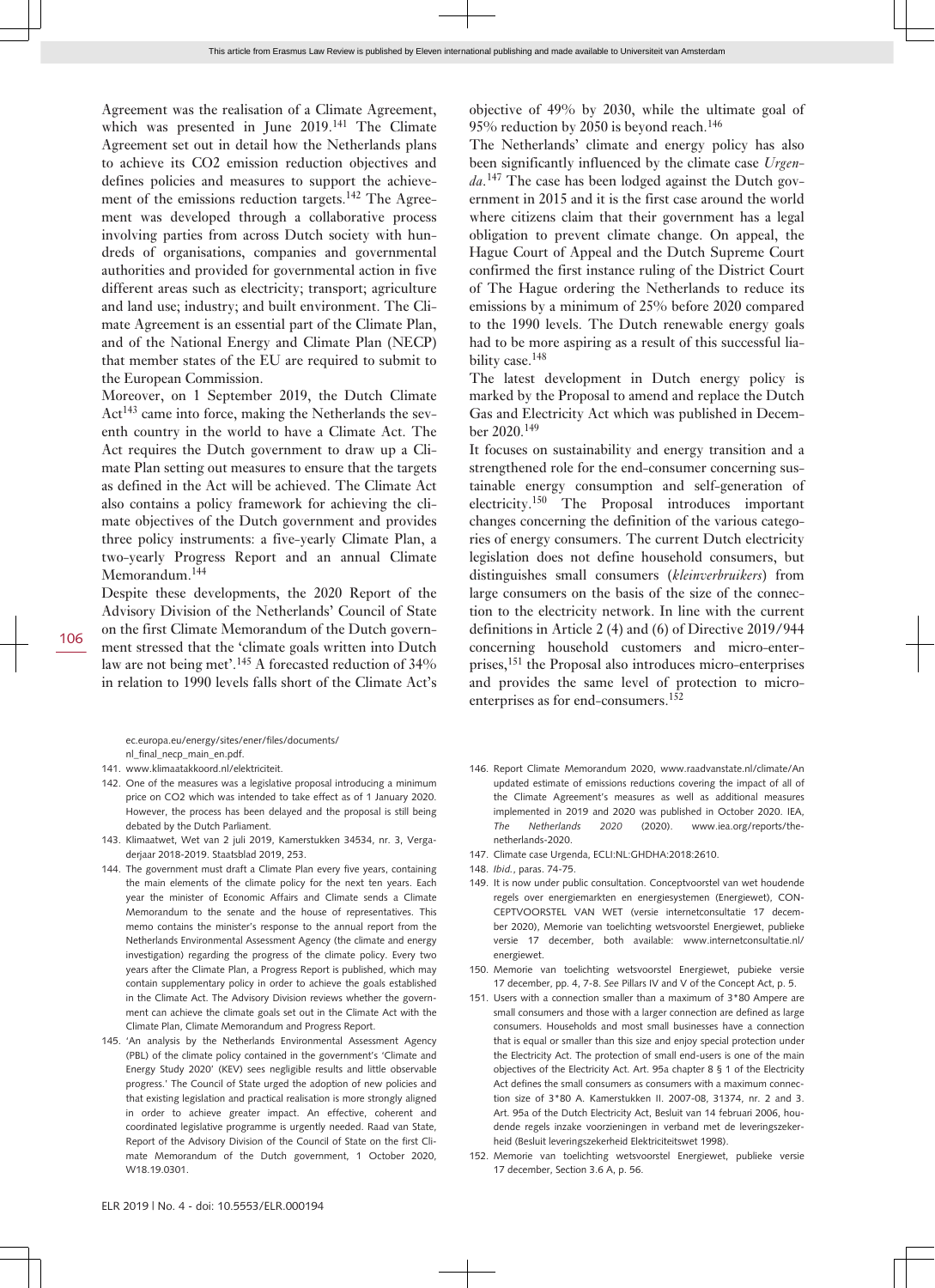Agreement was the realisation of a Climate Agreement, which was presented in June 2019.[141] The Climate Agreement set out in detail how the Netherlands plans to achieve its CO2 emission reduction objectives and defines policies and measures to support the achievement of the emissions reduction targets.[142] The Agreement was developed through a collaborative process involving parties from across Dutch society with hundreds of organisations, companies and governmental authorities and provided for governmental action in five different areas such as electricity; transport; agriculture and land use; industry; and built environment. The Climate Agreement is an essential part of the Climate Plan, and of the National Energy and Climate Plan (NECP) that member states of the EU are required to submit to the European Commission.

Moreover, on 1 September 2019, the Dutch Climate Act[143] came into force, making the Netherlands the seventh country in the world to have a Climate Act. The Act requires the Dutch government to draw up a Climate Plan setting out measures to ensure that the targets as defined in the Act will be achieved. The Climate Act also contains a policy framework for achieving the climate objectives of the Dutch government and provides three policy instruments: a five-yearly Climate Plan, a two-yearly Progress Report and an annual Climate Memorandum.[144]

Despite these developments, the 2020 Report of the Advisory Division of the Netherlands' Council of State on the first Climate Memorandum of the Dutch government stressed that the 'climate goals written into Dutch law are not being met'.[145] A forecasted reduction of 34% in relation to 1990 levels falls short of the Climate Act's objective of 49% by 2030, while the ultimate goal of 95% reduction by 2050 is beyond reach.[146]

The Netherlands' climate and energy policy has also been significantly influenced by the climate case *Urgenda*.[147] The case has been lodged against the Dutch government in 2015 and it is the first case around the world where citizens claim that their government has a legal obligation to prevent climate change. On appeal, the Hague Court of Appeal and the Dutch Supreme Court confirmed the first instance ruling of the District Court of The Hague ordering the Netherlands to reduce its emissions by a minimum of 25% before 2020 compared to the 1990 levels. The Dutch renewable energy goals had to be more aspiring as a result of this successful liability case.[148]

The latest development in Dutch energy policy is marked by the Proposal to amend and replace the Dutch Gas and Electricity Act which was published in December 2020.[149]

It focuses on sustainability and energy transition and a strengthened role for the end-consumer concerning sustainable energy consumption and self-generation of electricity.[150] The Proposal introduces important changes concerning the definition of the various categories of energy consumers. The current Dutch electricity legislation does not define household consumers, but distinguishes small consumers (*kleinverbruikers*) from large consumers on the basis of the size of the connection to the electricity network. In line with the current definitions in Article 2 (4) and (6) of Directive 2019/944 concerning household customers and micro-enterprises,[151] the Proposal also introduces micro-enterprises and provides the same level of protection to micro-enterprises as for end-consumers.[152]

---

ec.europa.eu/energy/sites/ener/files/documents/nl_final_necp_main_en.pdf.

141. www.klimaatakkoord.nl/elektriciteit.
142. One of the measures was a legislative proposal introducing a minimum price on CO2 which was intended to take effect as of 1 January 2020. However, the process has been delayed and the proposal is still being debated by the Dutch Parliament.
143. Klimaatwet, Wet van 2 juli 2019, Kamerstukken 34534, nr. 3, Vergaderjaar 2018-2019. Staatsblad 2019, 253.
144. The government must draft a Climate Plan every five years, containing the main elements of the climate policy for the next ten years. Each year the minister of Economic Affairs and Climate sends a Climate Memorandum to the senate and the house of representatives. This memo contains the minister's response to the annual report from the Netherlands Environmental Assessment Agency (the climate and energy investigation) regarding the progress of the climate policy. Every two years after the Climate Plan, a Progress Report is published, which may contain supplementary policy in order to achieve the goals established in the Climate Act. The Advisory Division reviews whether the government can achieve the climate goals set out in the Climate Act with the Climate Plan, Climate Memorandum and Progress Report.
145. 'An analysis by the Netherlands Environmental Assessment Agency (PBL) of the climate policy contained in the government's 'Climate and Energy Study 2020' (KEV) sees negligible results and little observable progress.' The Council of State urged the adoption of new policies and that existing legislation and practical realisation is more strongly aligned in order to achieve greater impact. An effective, coherent and coordinated legislative programme is urgently needed. Raad van State, Report of the Advisory Division of the Council of State on the first Climate Memorandum of the Dutch government, 1 October 2020, W18.19.0301.
146. Report Climate Memorandum 2020, www.raadvanstate.nl/climate/An updated estimate of emissions reductions covering the impact of all of the Climate Agreement's measures as well as additional measures implemented in 2019 and 2020 was published in October 2020. IEA, *The Netherlands 2020* (2020). www.iea.org/reports/the-netherlands-2020.
147. Climate case Urgenda, ECLI:NL:GHDHA:2018:2610.
148. *Ibid.*, paras. 74-75.
149. It is now under public consultation. Conceptvoorstel van wet houdende regels over energiemarkten en energiesystemen (Energiewet), CONCEPTVOORSTEL VAN WET (versie internetconsultatie 17 december 2020), Memorie van toelichting wetsvoorstel Energiewet, publieke versie 17 december, both available: www.internetconsultatie.nl/energiewet.
150. Memorie van toelichting wetsvoorstel Energiewet, pubieke versie 17 december, pp. 4, 7-8. *See* Pillars IV and V of the Concept Act, p. 5.
151. Users with a connection smaller than a maximum of 3*80 Ampere are small consumers and those with a larger connection are defined as large consumers. Households and most small businesses have a connection that is equal or smaller than this size and enjoy special protection under the Electricity Act. The protection of small end-users is one of the main objectives of the Electricity Act. Art. 95a chapter 8 § 1 of the Electricity Act defines the small consumers as consumers with a maximum connection size of 3*80 A. Kamerstukken II. 2007-08, 31374, nr. 2 and 3. Art. 95a of the Dutch Electricity Act, Besluit van 14 februari 2006, houdende regels inzake voorzieningen in verband met de leveringszekerheid (Besluit leveringszekerheid Elektriciteitswet 1998).
152. Memorie van toelichting wetsvoorstel Energiewet, publieke versie 17 december, Section 3.6 A, p. 56.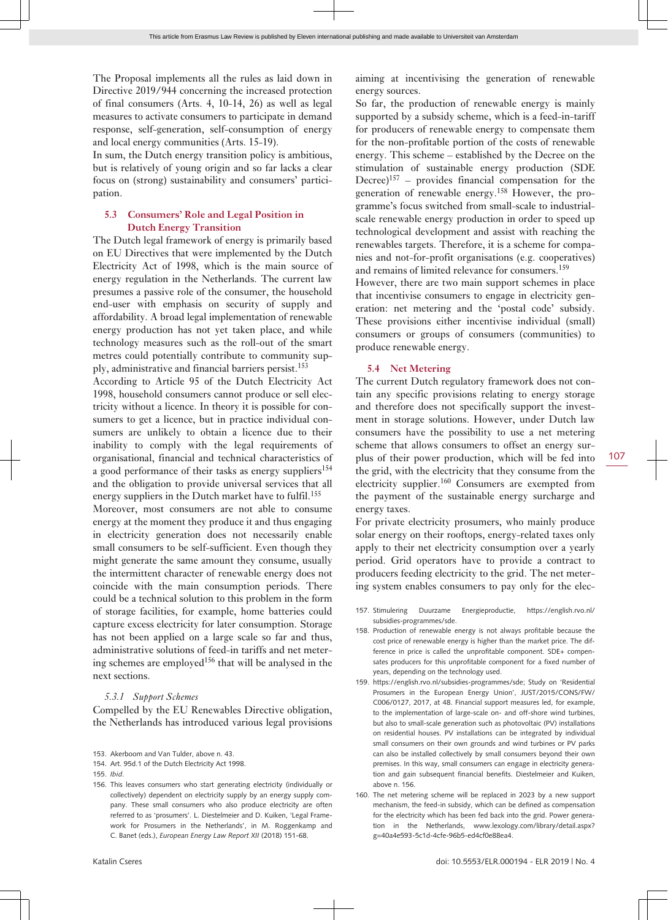The Proposal implements all the rules as laid down in Directive 2019/944 concerning the increased protection of final consumers (Arts. 4, 10-14, 26) as well as legal measures to activate consumers to participate in demand response, self-generation, self-consumption of energy and local energy communities (Arts. 15-19).

In sum, the Dutch energy transition policy is ambitious, but is relatively of young origin and so far lacks a clear focus on (strong) sustainability and consumers' participation.

### 5.3 Consumers' Role and Legal Position in Dutch Energy Transition

The Dutch legal framework of energy is primarily based on EU Directives that were implemented by the Dutch Electricity Act of 1998, which is the main source of energy regulation in the Netherlands. The current law presumes a passive role of the consumer, the household end-user with emphasis on security of supply and affordability. A broad legal implementation of renewable energy production has not yet taken place, and while technology measures such as the roll-out of the smart metres could potentially contribute to community supply, administrative and financial barriers persist.[153]

According to Article 95 of the Dutch Electricity Act 1998, household consumers cannot produce or sell electricity without a licence. In theory it is possible for consumers to get a licence, but in practice individual consumers are unlikely to obtain a licence due to their inability to comply with the legal requirements of organisational, financial and technical characteristics of a good performance of their tasks as energy suppliers[154] and the obligation to provide universal services that all energy suppliers in the Dutch market have to fulfil.[155]

Moreover, most consumers are not able to consume energy at the moment they produce it and thus engaging in electricity generation does not necessarily enable small consumers to be self-sufficient. Even though they might generate the same amount they consume, usually the intermittent character of renewable energy does not coincide with the main consumption periods. There could be a technical solution to this problem in the form of storage facilities, for example, home batteries could capture excess electricity for later consumption. Storage has not been applied on a large scale so far and thus, administrative solutions of feed-in tariffs and net metering schemes are employed[156] that will be analysed in the next sections.

#### 5.3.1 *Support Schemes*

Compelled by the EU Renewables Directive obligation, the Netherlands has introduced various legal provisions aiming at incentivising the generation of renewable energy sources.

So far, the production of renewable energy is mainly supported by a subsidy scheme, which is a feed-in-tariff for producers of renewable energy to compensate them for the non-profitable portion of the costs of renewable energy. This scheme – established by the Decree on the stimulation of sustainable energy production (SDE Decree)[157] – provides financial compensation for the generation of renewable energy.[158] However, the programme's focus switched from small-scale to industrial-scale renewable energy production in order to speed up technological development and assist with reaching the renewables targets. Therefore, it is a scheme for companies and not-for-profit organisations (e.g. cooperatives) and remains of limited relevance for consumers.[159]

However, there are two main support schemes in place that incentivise consumers to engage in electricity generation: net metering and the 'postal code' subsidy. These provisions either incentivise individual (small) consumers or groups of consumers (communities) to produce renewable energy.

### 5.4 Net Metering

The current Dutch regulatory framework does not contain any specific provisions relating to energy storage and therefore does not specifically support the investment in storage solutions. However, under Dutch law consumers have the possibility to use a net metering scheme that allows consumers to offset an energy surplus of their power production, which will be fed into the grid, with the electricity that they consume from the electricity supplier.[160] Consumers are exempted from the payment of the sustainable energy surcharge and energy taxes.

For private electricity prosumers, who mainly produce solar energy on their rooftops, energy-related taxes only apply to their net electricity consumption over a yearly period. Grid operators have to provide a contract to producers feeding electricity to the grid. The net metering system enables consumers to pay only for the elec-

---

153. Akerboom and Van Tulder, above n. 43.

154. Art. 95d.1 of the Dutch Electricity Act 1998.

155. *Ibid*.

156. This leaves consumers who start generating electricity (individually or collectively) dependent on electricity supply by an energy supply company. These small consumers who also produce electricity are often referred to as 'prosumers'. L. Diestelmeier and D. Kuiken, 'Legal Framework for Prosumers in the Netherlands', in M. Roggenkamp and C. Banet (eds.), *European Energy Law Report XII* (2018) 151-68.

157. Stimulering Duurzame Energieproductie, https://english.rvo.nl/subsidies-programmes/sde.

158. Production of renewable energy is not always profitable because the cost price of renewable energy is higher than the market price. The difference in price is called the unprofitable component. SDE+ compensates producers for this unprofitable component for a fixed number of years, depending on the technology used.

159. https://english.rvo.nl/subsidies-programmes/sde; Study on 'Residential Prosumers in the European Energy Union', JUST/2015/CONS/FW/C006/0127, 2017, at 48. Financial support measures led, for example, to the implementation of large-scale on- and off-shore wind turbines, but also to small-scale generation such as photovoltaic (PV) installations on residential houses. PV installations can be integrated by individual small consumers on their own grounds and wind turbines or PV parks can also be installed collectively by small consumers beyond their own premises. In this way, small consumers can engage in electricity generation and gain subsequent financial benefits. Diestelmeier and Kuiken, above n. 156.

160. The net metering scheme will be replaced in 2023 by a new support mechanism, the feed-in subsidy, which can be defined as compensation for the electricity which has been fed back into the grid. Power generation in the Netherlands, www.lexology.com/library/detail.aspx?g=40a4e593-5c1d-4cfe-96b5-e64cf0e88ea4.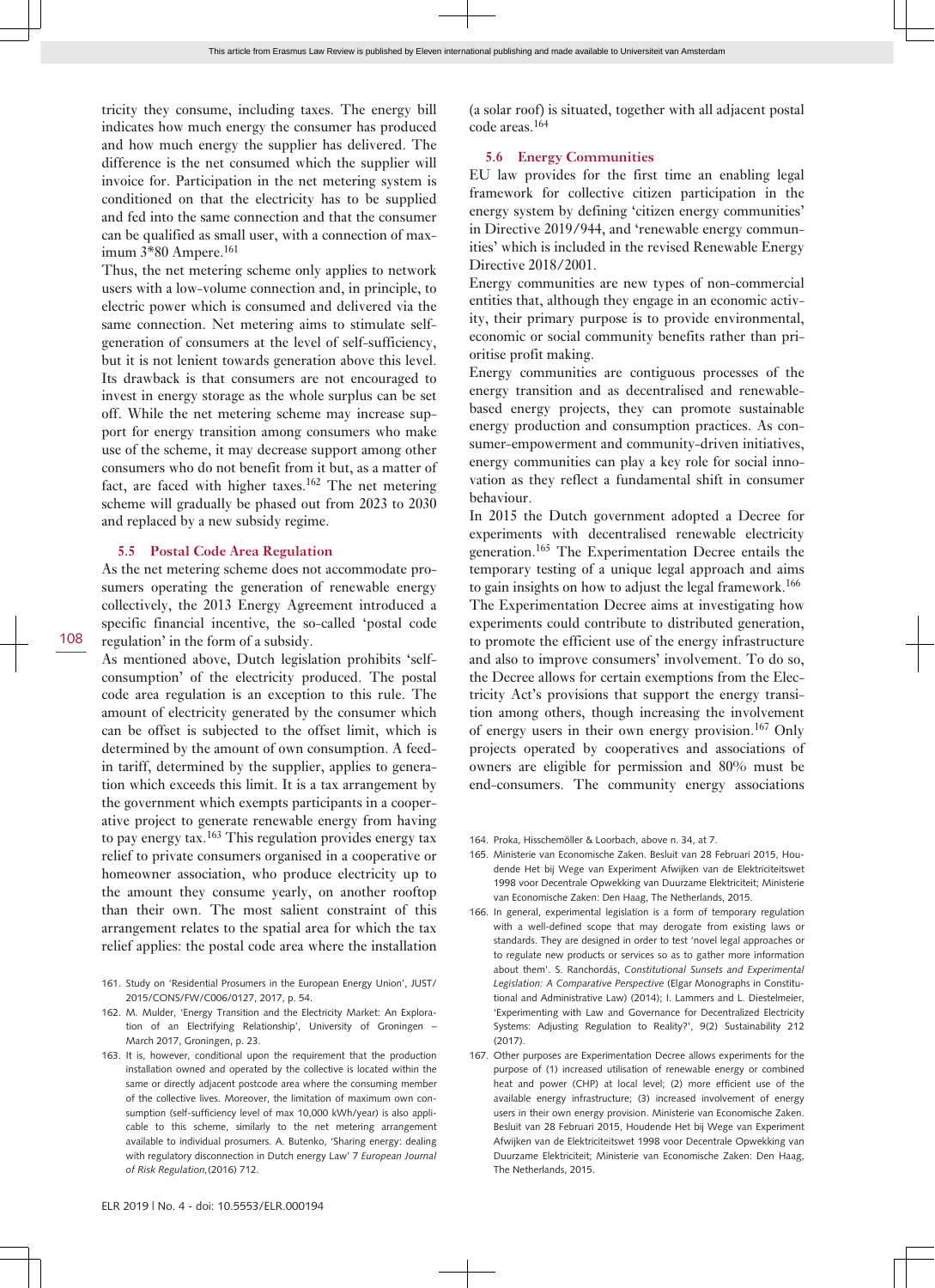tricity they consume, including taxes. The energy bill indicates how much energy the consumer has produced and how much energy the supplier has delivered. The difference is the net consumed which the supplier will invoice for. Participation in the net metering system is conditioned on that the electricity has to be supplied and fed into the same connection and that the consumer can be qualified as small user, with a connection of maximum 3*80 Ampere.[161]

Thus, the net metering scheme only applies to network users with a low-volume connection and, in principle, to electric power which is consumed and delivered via the same connection. Net metering aims to stimulate self-generation of consumers at the level of self-sufficiency, but it is not lenient towards generation above this level. Its drawback is that consumers are not encouraged to invest in energy storage as the whole surplus can be set off. While the net metering scheme may increase support for energy transition among consumers who make use of the scheme, it may decrease support among other consumers who do not benefit from it but, as a matter of fact, are faced with higher taxes.[162] The net metering scheme will gradually be phased out from 2023 to 2030 and replaced by a new subsidy regime.

### 5.5 Postal Code Area Regulation

As the net metering scheme does not accommodate prosumers operating the generation of renewable energy collectively, the 2013 Energy Agreement introduced a specific financial incentive, the so-called 'postal code regulation' in the form of a subsidy.

As mentioned above, Dutch legislation prohibits 'self-consumption' of the electricity produced. The postal code area regulation is an exception to this rule. The amount of electricity generated by the consumer which can be offset is subjected to the offset limit, which is determined by the amount of own consumption. A feed-in tariff, determined by the supplier, applies to generation which exceeds this limit. It is a tax arrangement by the government which exempts participants in a cooperative project to generate renewable energy from having to pay energy tax.[163] This regulation provides energy tax relief to private consumers organised in a cooperative or homeowner association, who produce electricity up to the amount they consume yearly, on another rooftop than their own. The most salient constraint of this arrangement relates to the spatial area for which the tax relief applies: the postal code area where the installation (a solar roof) is situated, together with all adjacent postal code areas.[164]

### 5.6 Energy Communities

EU law provides for the first time an enabling legal framework for collective citizen participation in the energy system by defining 'citizen energy communities' in Directive 2019/944, and 'renewable energy communities' which is included in the revised Renewable Energy Directive 2018/2001.

Energy communities are new types of non-commercial entities that, although they engage in an economic activity, their primary purpose is to provide environmental, economic or social community benefits rather than prioritise profit making.

Energy communities are contiguous processes of the energy transition and as decentralised and renewable-based energy projects, they can promote sustainable energy production and consumption practices. As consumer-empowerment and community-driven initiatives, energy communities can play a key role for social innovation as they reflect a fundamental shift in consumer behaviour.

In 2015 the Dutch government adopted a Decree for experiments with decentralised renewable electricity generation.[165] The Experimentation Decree entails the temporary testing of a unique legal approach and aims to gain insights on how to adjust the legal framework.[166] The Experimentation Decree aims at investigating how experiments could contribute to distributed generation, to promote the efficient use of the energy infrastructure and also to improve consumers' involvement. To do so, the Decree allows for certain exemptions from the Electricity Act's provisions that support the energy transition among others, though increasing the involvement of energy users in their own energy provision.[167] Only projects operated by cooperatives and associations of owners are eligible for permission and 80% must be end-consumers. The community energy associations

---

161. Study on 'Residential Prosumers in the European Energy Union', JUST/2015/CONS/FW/C006/0127, 2017, p. 54.

162. M. Mulder, 'Energy Transition and the Electricity Market: An Exploration of an Electrifying Relationship', University of Groningen – March 2017, Groningen, p. 23.

163. It is, however, conditional upon the requirement that the production installation owned and operated by the collective is located within the same or directly adjacent postcode area where the consuming member of the collective lives. Moreover, the limitation of maximum own consumption (self-sufficiency level of max 10,000 kWh/year) is also applicable to this scheme, similarly to the net metering arrangement available to individual prosumers. A. Butenko, 'Sharing energy: dealing with regulatory disconnection in Dutch energy Law' 7 *European Journal of Risk Regulation,*(2016) 712.

164. Proka, Hisschemöller & Loorbach, above n. 34, at 7.

165. Ministerie van Economische Zaken. Besluit van 28 Februari 2015, Houdende Het bij Wege van Experiment Afwijken van de Elektriciteitswet 1998 voor Decentrale Opwekking van Duurzame Elektriciteit; Ministerie van Economische Zaken: Den Haag, The Netherlands, 2015.

166. In general, experimental legislation is a form of temporary regulation with a well-defined scope that may derogate from existing laws or standards. They are designed in order to test 'novel legal approaches or to regulate new products or services so as to gather more information about them'. S. Ranchordás, *Constitutional Sunsets and Experimental Legislation: A Comparative Perspective* (Elgar Monographs in Constitutional and Administrative Law) (2014); I. Lammers and L. Diestelmeier, 'Experimenting with Law and Governance for Decentralized Electricity Systems: Adjusting Regulation to Reality?', 9(2) Sustainability 212 (2017).

167. Other purposes are Experimentation Decree allows experiments for the purpose of (1) increased utilisation of renewable energy or combined heat and power (CHP) at local level; (2) more efficient use of the available energy infrastructure; (3) increased involvement of energy users in their own energy provision. Ministerie van Economische Zaken. Besluit van 28 Februari 2015, Houdende Het bij Wege van Experiment Afwijken van de Elektriciteitswet 1998 voor Decentrale Opwekking van Duurzame Elektriciteit; Ministerie van Economische Zaken: Den Haag, The Netherlands, 2015.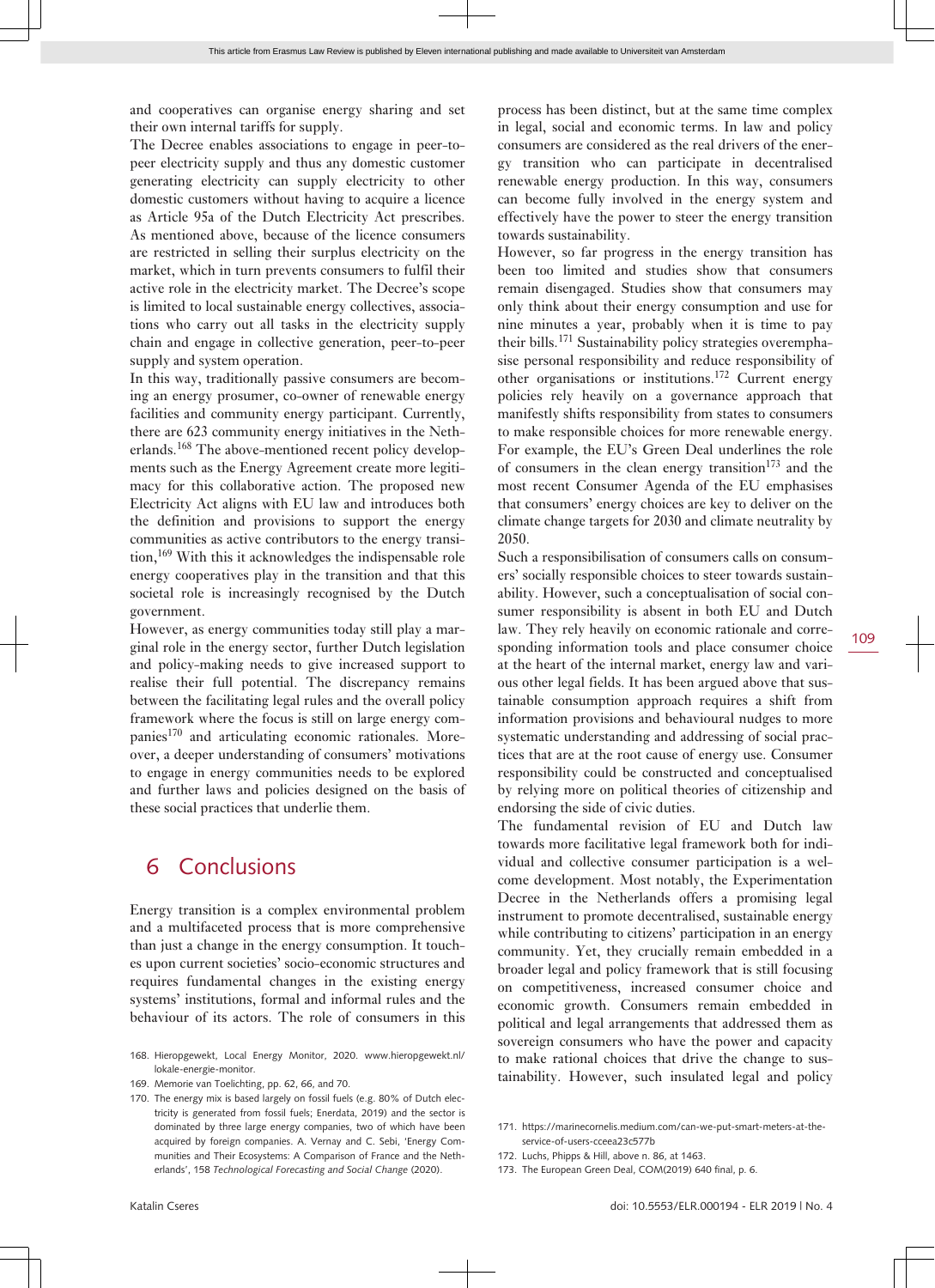and cooperatives can organise energy sharing and set their own internal tariffs for supply.

The Decree enables associations to engage in peer-to-peer electricity supply and thus any domestic customer generating electricity can supply electricity to other domestic customers without having to acquire a licence as Article 95a of the Dutch Electricity Act prescribes. As mentioned above, because of the licence consumers are restricted in selling their surplus electricity on the market, which in turn prevents consumers to fulfil their active role in the electricity market. The Decree's scope is limited to local sustainable energy collectives, associations who carry out all tasks in the electricity supply chain and engage in collective generation, peer-to-peer supply and system operation.

In this way, traditionally passive consumers are becoming an energy prosumer, co-owner of renewable energy facilities and community energy participant. Currently, there are 623 community energy initiatives in the Netherlands.[168] The above-mentioned recent policy developments such as the Energy Agreement create more legitimacy for this collaborative action. The proposed new Electricity Act aligns with EU law and introduces both the definition and provisions to support the energy communities as active contributors to the energy transition,[169] With this it acknowledges the indispensable role energy cooperatives play in the transition and that this societal role is increasingly recognised by the Dutch government.

However, as energy communities today still play a marginal role in the energy sector, further Dutch legislation and policy-making needs to give increased support to realise their full potential. The discrepancy remains between the facilitating legal rules and the overall policy framework where the focus is still on large energy companies[170] and articulating economic rationales. Moreover, a deeper understanding of consumers' motivations to engage in energy communities needs to be explored and further laws and policies designed on the basis of these social practices that underlie them.

## 6 Conclusions

Energy transition is a complex environmental problem and a multifaceted process that is more comprehensive than just a change in the energy consumption. It touches upon current societies' socio-economic structures and requires fundamental changes in the existing energy systems' institutions, formal and informal rules and the behaviour of its actors. The role of consumers in this process has been distinct, but at the same time complex in legal, social and economic terms. In law and policy consumers are considered as the real drivers of the energy transition who can participate in decentralised renewable energy production. In this way, consumers can become fully involved in the energy system and effectively have the power to steer the energy transition towards sustainability.

However, so far progress in the energy transition has been too limited and studies show that consumers remain disengaged. Studies show that consumers may only think about their energy consumption and use for nine minutes a year, probably when it is time to pay their bills.[171] Sustainability policy strategies overemphasise personal responsibility and reduce responsibility of other organisations or institutions.[172] Current energy policies rely heavily on a governance approach that manifestly shifts responsibility from states to consumers to make responsible choices for more renewable energy. For example, the EU's Green Deal underlines the role of consumers in the clean energy transition[173] and the most recent Consumer Agenda of the EU emphasises that consumers' energy choices are key to deliver on the climate change targets for 2030 and climate neutrality by 2050.

Such a responsibilisation of consumers calls on consumers' socially responsible choices to steer towards sustainability. However, such a conceptualisation of social consumer responsibility is absent in both EU and Dutch law. They rely heavily on economic rationale and corresponding information tools and place consumer choice at the heart of the internal market, energy law and various other legal fields. It has been argued above that sustainable consumption approach requires a shift from information provisions and behavioural nudges to more systematic understanding and addressing of social practices that are at the root cause of energy use. Consumer responsibility could be constructed and conceptualised by relying more on political theories of citizenship and endorsing the side of civic duties.

The fundamental revision of EU and Dutch law towards more facilitative legal framework both for individual and collective consumer participation is a welcome development. Most notably, the Experimentation Decree in the Netherlands offers a promising legal instrument to promote decentralised, sustainable energy while contributing to citizens' participation in an energy community. Yet, they crucially remain embedded in a broader legal and policy framework that is still focusing on competitiveness, increased consumer choice and economic growth. Consumers remain embedded in political and legal arrangements that addressed them as sovereign consumers who have the power and capacity to make rational choices that drive the change to sustainability. However, such insulated legal and policy

---

168. Hieropgewekt, Local Energy Monitor, 2020. www.hieropgewekt.nl/lokale-energie-monitor.
169. Memorie van Toelichting, pp. 62, 66, and 70.
170. The energy mix is based largely on fossil fuels (e.g. 80% of Dutch electricity is generated from fossil fuels; Enerdata, 2019) and the sector is dominated by three large energy companies, two of which have been acquired by foreign companies. A. Vernay and C. Sebi, 'Energy Communities and Their Ecosystems: A Comparison of France and the Netherlands', 158 *Technological Forecasting and Social Change* (2020).
171. https://marinecornelis.medium.com/can-we-put-smart-meters-at-the-service-of-users-cceea23c577b
172. Luchs, Phipps & Hill, above n. 86, at 1463.
173. The European Green Deal, COM(2019) 640 final, p. 6.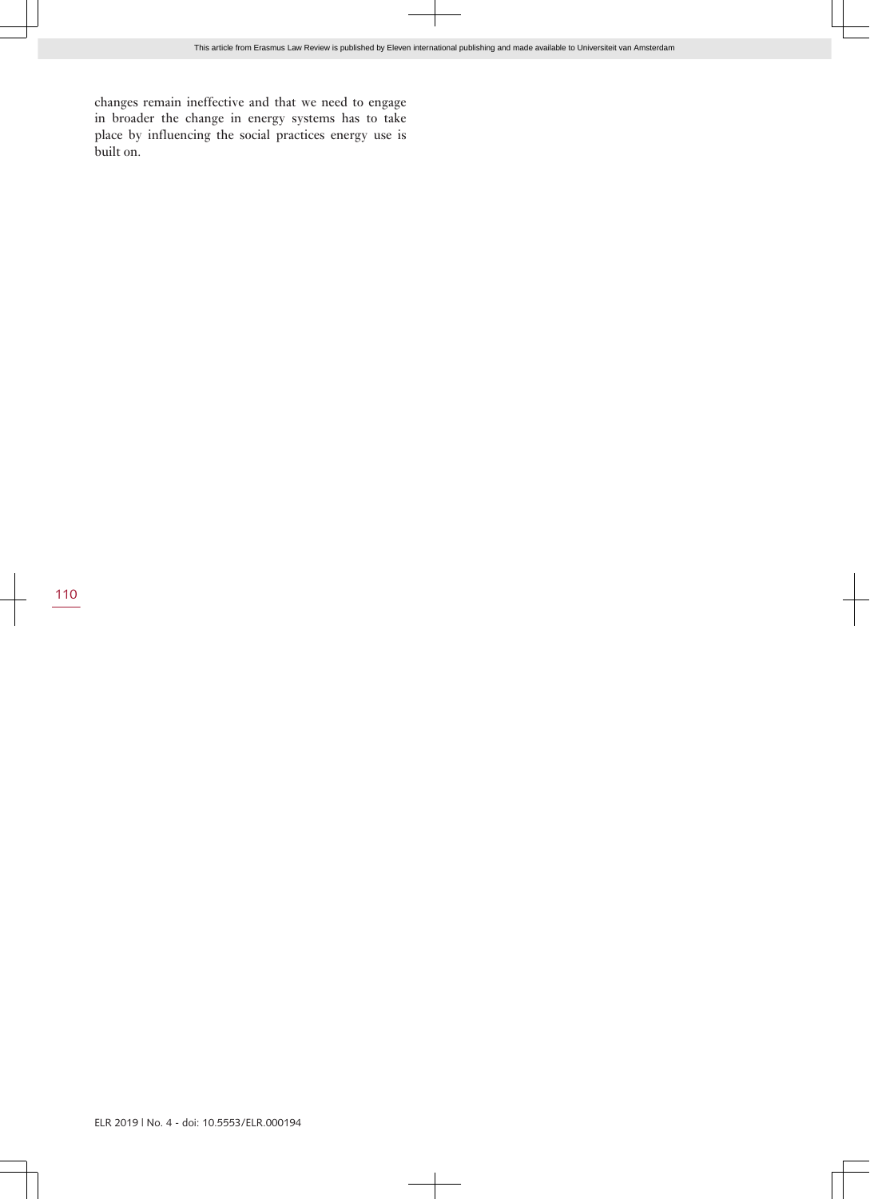changes remain ineffective and that we need to engage in broader the change in energy systems has to take place by influencing the social practices energy use is built on.